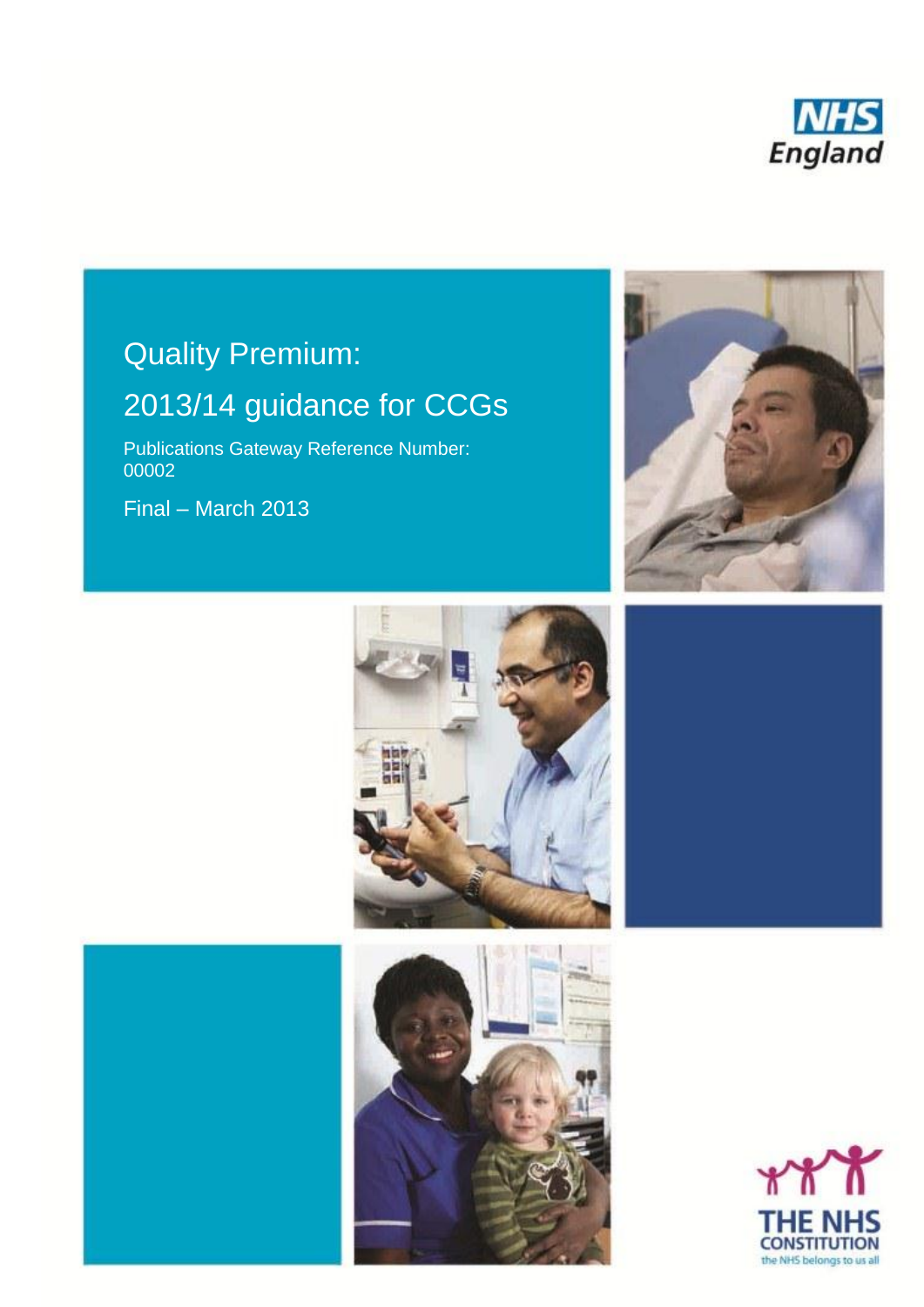NHS England

# Quality Premium:

# 2013/14 guidance for CCGs

Publications Gateway Reference Number: 00002

Final – March 2013

THE NHS CONSTITUTION
the NHS belongs to us all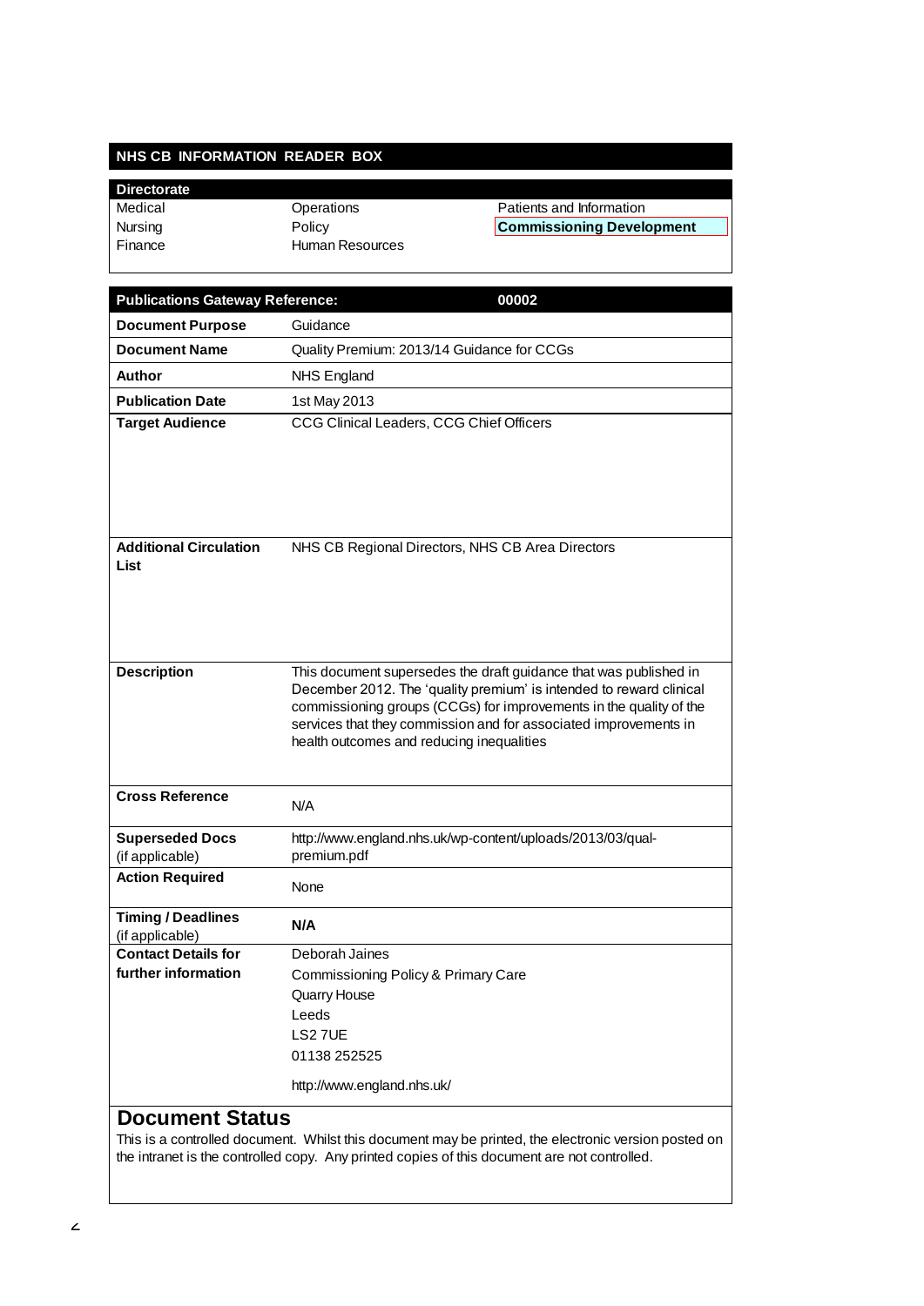## NHS CB INFORMATION READER BOX

| Directorate | | |
|---|---|---|
| Medical | Operations | Patients and Information |
| Nursing | Policy | **Commissioning Development** |
| Finance | Human Resources | |

| **Publications Gateway Reference:** | **00002** |
|---|---|
| **Document Purpose** | Guidance |
| **Document Name** | Quality Premium: 2013/14 Guidance for CCGs |
| **Author** | NHS England |
| **Publication Date** | 1st May 2013 |
| **Target Audience** | CCG Clinical Leaders, CCG Chief Officers |
| **Additional Circulation List** | NHS CB Regional Directors, NHS CB Area Directors |
| **Description** | This document supersedes the draft guidance that was published in December 2012. The 'quality premium' is intended to reward clinical commissioning groups (CCGs) for improvements in the quality of the services that they commission and for associated improvements in health outcomes and reducing inequalities |
| **Cross Reference** | N/A |
| **Superseded Docs** (if applicable) | http://www.england.nhs.uk/wp-content/uploads/2013/03/qual-premium.pdf |
| **Action Required** | None |
| **Timing / Deadlines** (if applicable) | **N/A** |
| **Contact Details for further information** | Deborah Jaines<br>Commissioning Policy & Primary Care<br>Quarry House<br>Leeds<br>LS2 7UE<br>01138 252525<br>http://www.england.nhs.uk/ |

## Document Status

This is a controlled document. Whilst this document may be printed, the electronic version posted on the intranet is the controlled copy. Any printed copies of this document are not controlled.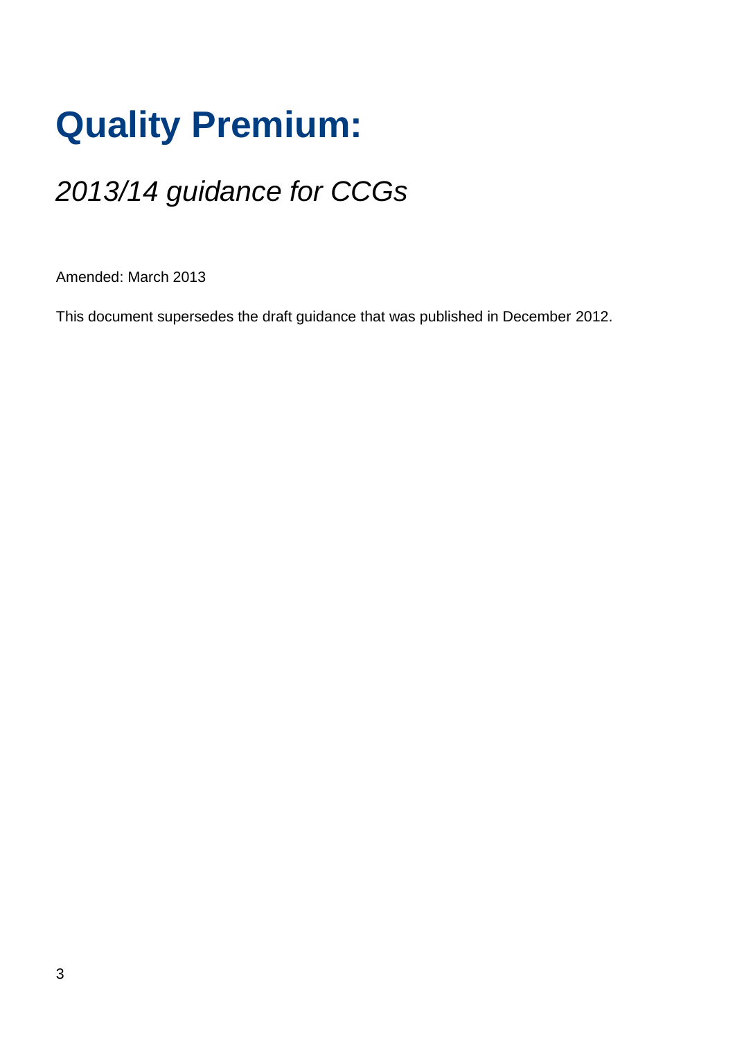# Quality Premium:

## *2013/14 guidance for CCGs*

Amended: March 2013

This document supersedes the draft guidance that was published in December 2012.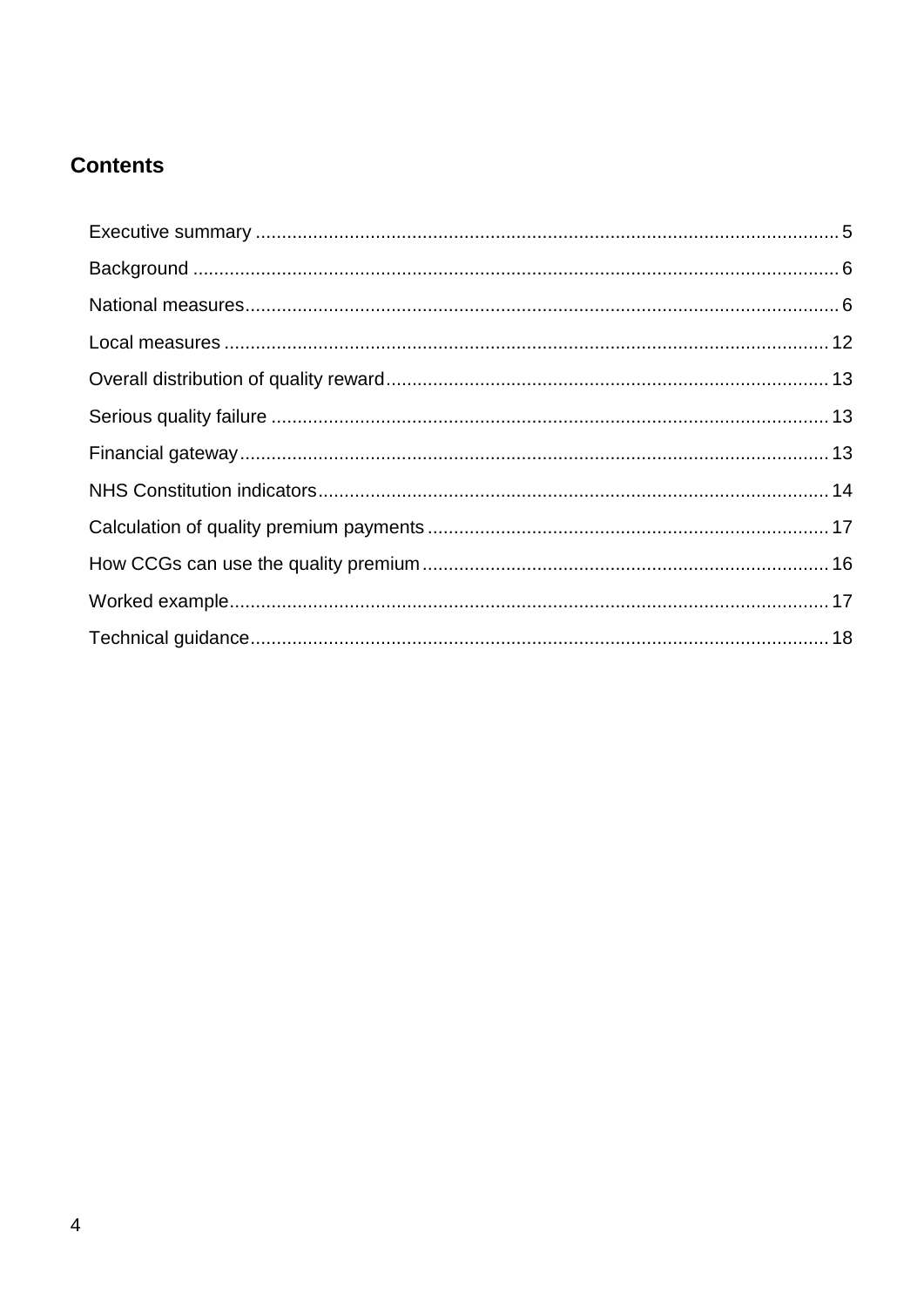## Contents

Executive summary ........ 5
Background ........ 6
National measures ........ 6
Local measures ........ 12
Overall distribution of quality reward ........ 13
Serious quality failure ........ 13
Financial gateway ........ 13
NHS Constitution indicators ........ 14
Calculation of quality premium payments ........ 17
How CCGs can use the quality premium ........ 16
Worked example ........ 17
Technical guidance ........ 18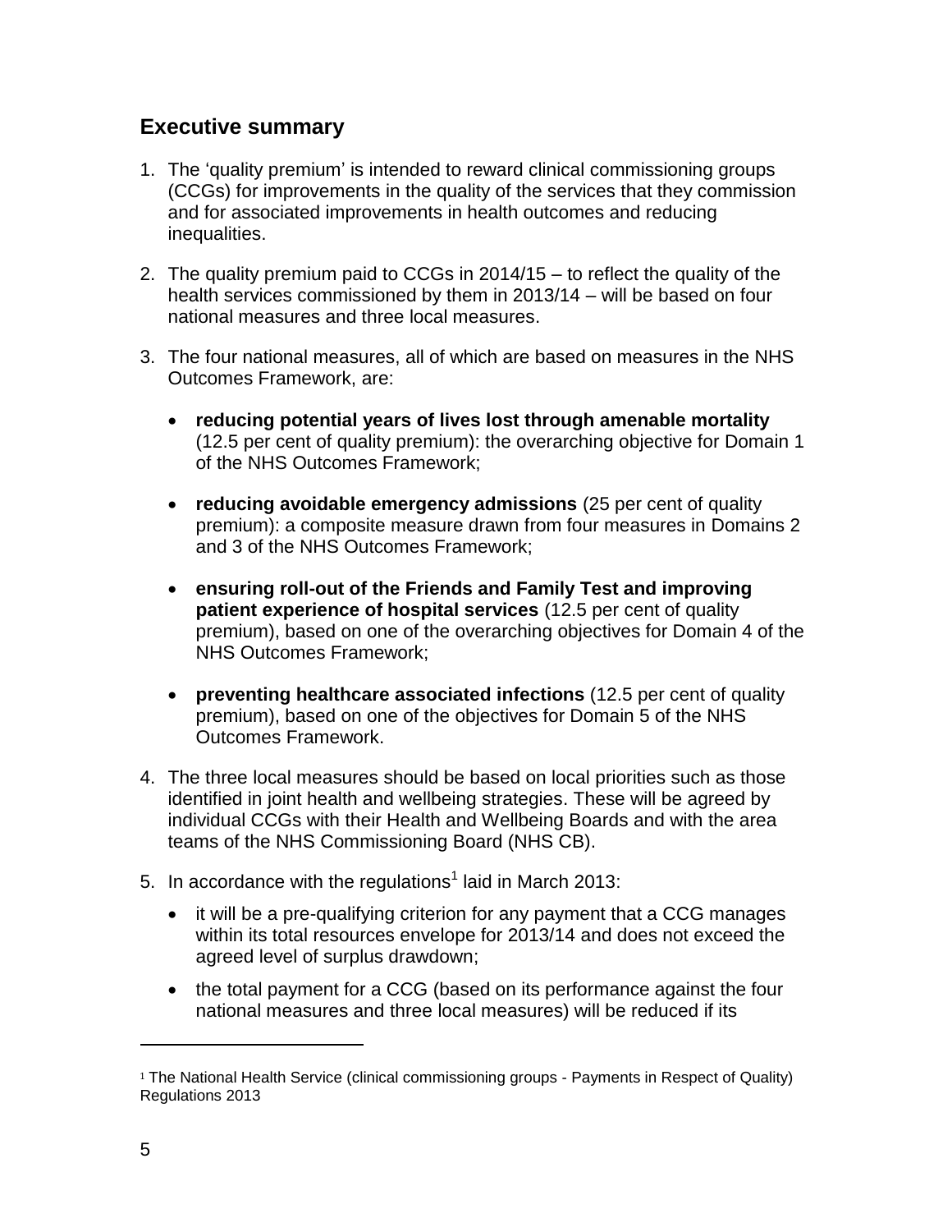## Executive summary

1. The 'quality premium' is intended to reward clinical commissioning groups (CCGs) for improvements in the quality of the services that they commission and for associated improvements in health outcomes and reducing inequalities.

2. The quality premium paid to CCGs in 2014/15 – to reflect the quality of the health services commissioned by them in 2013/14 – will be based on four national measures and three local measures.

3. The four national measures, all of which are based on measures in the NHS Outcomes Framework, are:

   - **reducing potential years of lives lost through amenable mortality** (12.5 per cent of quality premium): the overarching objective for Domain 1 of the NHS Outcomes Framework;

   - **reducing avoidable emergency admissions** (25 per cent of quality premium): a composite measure drawn from four measures in Domains 2 and 3 of the NHS Outcomes Framework;

   - **ensuring roll-out of the Friends and Family Test and improving patient experience of hospital services** (12.5 per cent of quality premium), based on one of the overarching objectives for Domain 4 of the NHS Outcomes Framework;

   - **preventing healthcare associated infections** (12.5 per cent of quality premium), based on one of the objectives for Domain 5 of the NHS Outcomes Framework.

4. The three local measures should be based on local priorities such as those identified in joint health and wellbeing strategies. These will be agreed by individual CCGs with their Health and Wellbeing Boards and with the area teams of the NHS Commissioning Board (NHS CB).

5. In accordance with the regulations[1] laid in March 2013:

   - it will be a pre-qualifying criterion for any payment that a CCG manages within its total resources envelope for 2013/14 and does not exceed the agreed level of surplus drawdown;

   - the total payment for a CCG (based on its performance against the four national measures and three local measures) will be reduced if its

---

[1] The National Health Service (clinical commissioning groups - Payments in Respect of Quality) Regulations 2013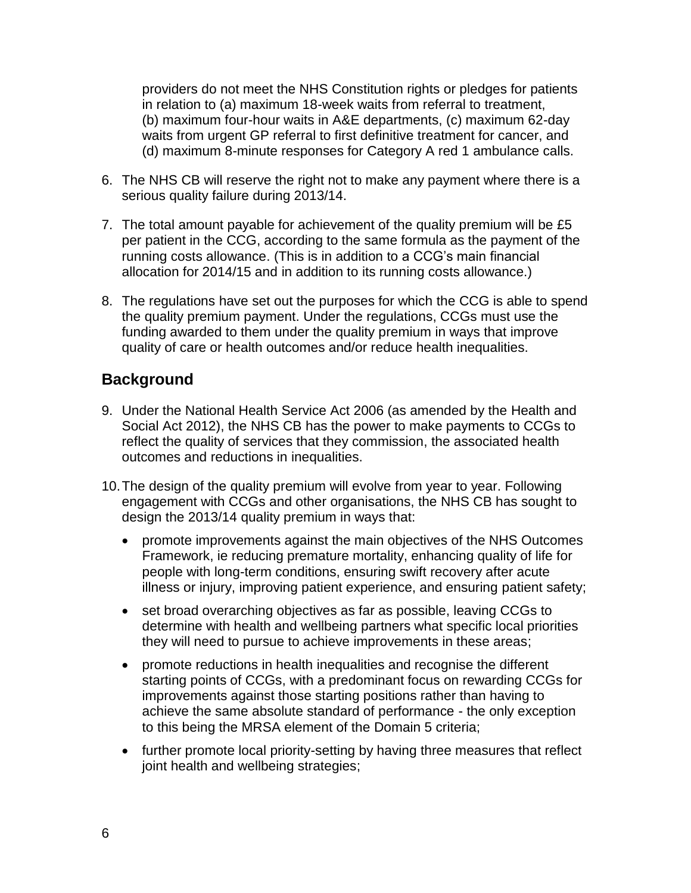providers do not meet the NHS Constitution rights or pledges for patients in relation to (a) maximum 18-week waits from referral to treatment, (b) maximum four-hour waits in A&E departments, (c) maximum 62-day waits from urgent GP referral to first definitive treatment for cancer, and (d) maximum 8-minute responses for Category A red 1 ambulance calls.

6. The NHS CB will reserve the right not to make any payment where there is a serious quality failure during 2013/14.

7. The total amount payable for achievement of the quality premium will be £5 per patient in the CCG, according to the same formula as the payment of the running costs allowance. (This is in addition to a CCG's main financial allocation for 2014/15 and in addition to its running costs allowance.)

8. The regulations have set out the purposes for which the CCG is able to spend the quality premium payment. Under the regulations, CCGs must use the funding awarded to them under the quality premium in ways that improve quality of care or health outcomes and/or reduce health inequalities.

## Background

9. Under the National Health Service Act 2006 (as amended by the Health and Social Act 2012), the NHS CB has the power to make payments to CCGs to reflect the quality of services that they commission, the associated health outcomes and reductions in inequalities.

10. The design of the quality premium will evolve from year to year. Following engagement with CCGs and other organisations, the NHS CB has sought to design the 2013/14 quality premium in ways that:

    - promote improvements against the main objectives of the NHS Outcomes Framework, ie reducing premature mortality, enhancing quality of life for people with long-term conditions, ensuring swift recovery after acute illness or injury, improving patient experience, and ensuring patient safety;
    - set broad overarching objectives as far as possible, leaving CCGs to determine with health and wellbeing partners what specific local priorities they will need to pursue to achieve improvements in these areas;
    - promote reductions in health inequalities and recognise the different starting points of CCGs, with a predominant focus on rewarding CCGs for improvements against those starting positions rather than having to achieve the same absolute standard of performance - the only exception to this being the MRSA element of the Domain 5 criteria;
    - further promote local priority-setting by having three measures that reflect joint health and wellbeing strategies;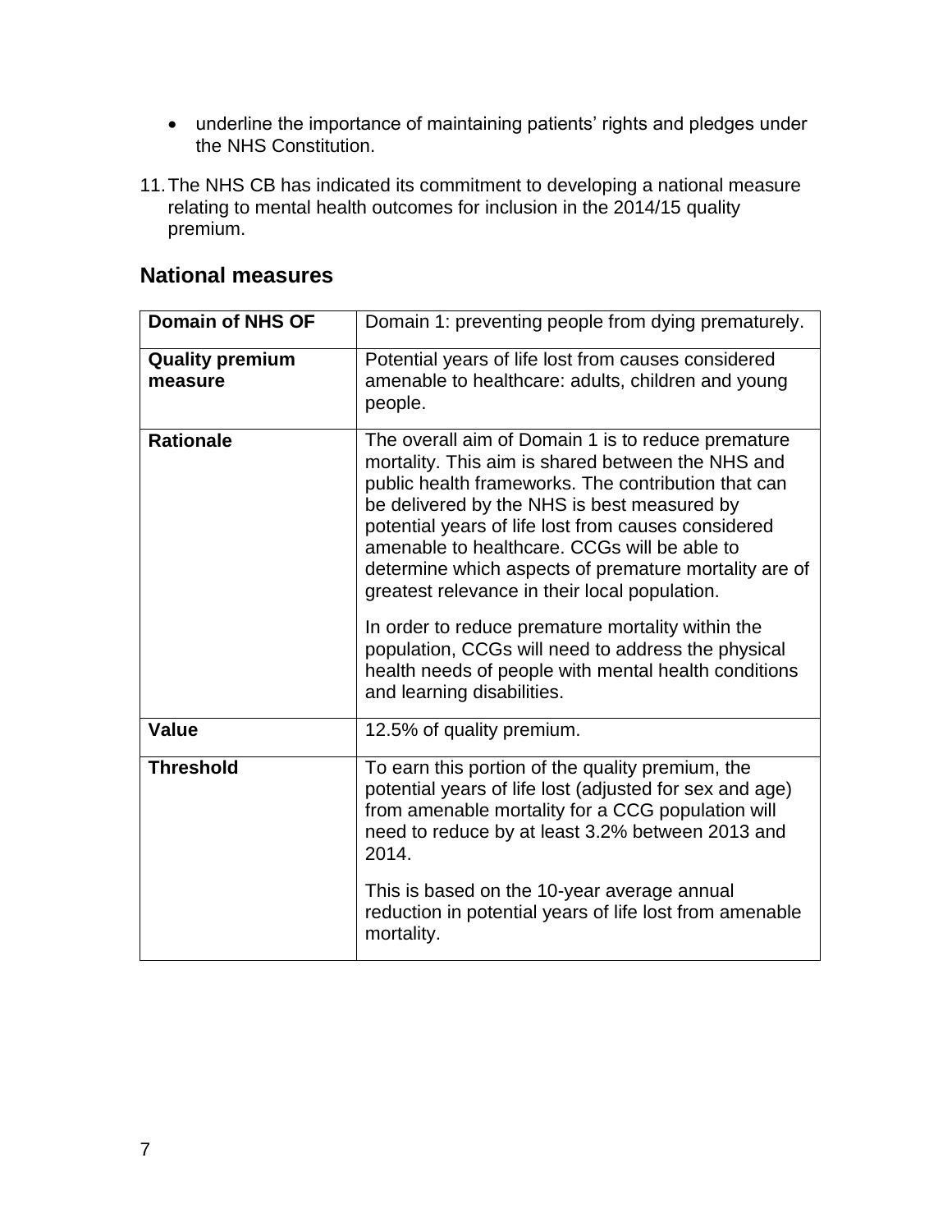- underline the importance of maintaining patients' rights and pledges under the NHS Constitution.

11. The NHS CB has indicated its commitment to developing a national measure relating to mental health outcomes for inclusion in the 2014/15 quality premium.

## National measures

| **Domain of NHS OF** | Domain 1: preventing people from dying prematurely. |
|---|---|
| **Quality premium measure** | Potential years of life lost from causes considered amenable to healthcare: adults, children and young people. |
| **Rationale** | The overall aim of Domain 1 is to reduce premature mortality. This aim is shared between the NHS and public health frameworks. The contribution that can be delivered by the NHS is best measured by potential years of life lost from causes considered amenable to healthcare. CCGs will be able to determine which aspects of premature mortality are of greatest relevance in their local population.<br><br>In order to reduce premature mortality within the population, CCGs will need to address the physical health needs of people with mental health conditions and learning disabilities. |
| **Value** | 12.5% of quality premium. |
| **Threshold** | To earn this portion of the quality premium, the potential years of life lost (adjusted for sex and age) from amenable mortality for a CCG population will need to reduce by at least 3.2% between 2013 and 2014.<br><br>This is based on the 10-year average annual reduction in potential years of life lost from amenable mortality. |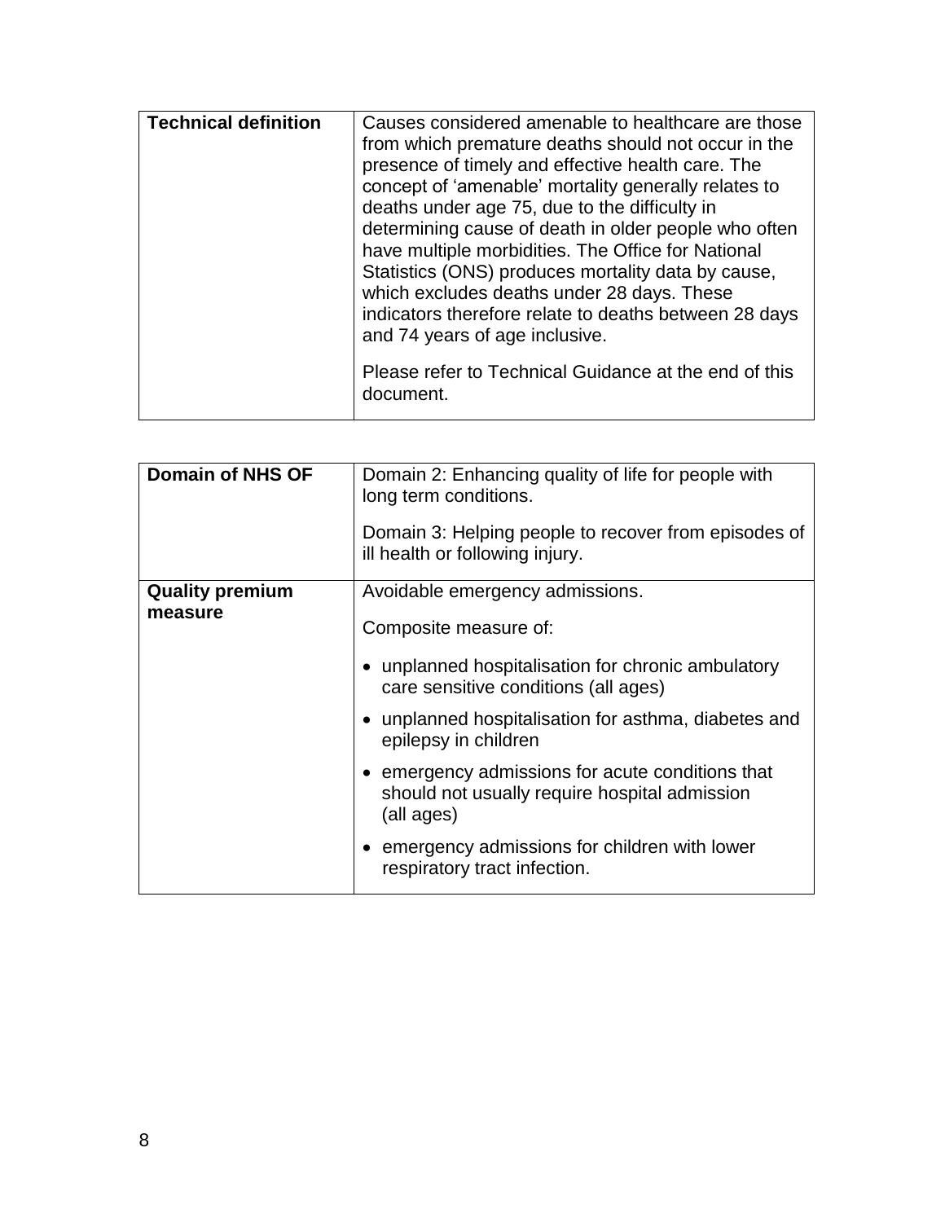| **Technical definition** | Causes considered amenable to healthcare are those from which premature deaths should not occur in the presence of timely and effective health care. The concept of 'amenable' mortality generally relates to deaths under age 75, due to the difficulty in determining cause of death in older people who often have multiple morbidities. The Office for National Statistics (ONS) produces mortality data by cause, which excludes deaths under 28 days. These indicators therefore relate to deaths between 28 days and 74 years of age inclusive.<br><br>Please refer to Technical Guidance at the end of this document. |
| --- | --- |

| **Domain of NHS OF** | Domain 2: Enhancing quality of life for people with long term conditions.<br><br>Domain 3: Helping people to recover from episodes of ill health or following injury. |
| --- | --- |
| **Quality premium measure** | Avoidable emergency admissions.<br><br>Composite measure of:<br><br>• unplanned hospitalisation for chronic ambulatory care sensitive conditions (all ages)<br><br>• unplanned hospitalisation for asthma, diabetes and epilepsy in children<br><br>• emergency admissions for acute conditions that should not usually require hospital admission (all ages)<br><br>• emergency admissions for children with lower respiratory tract infection. |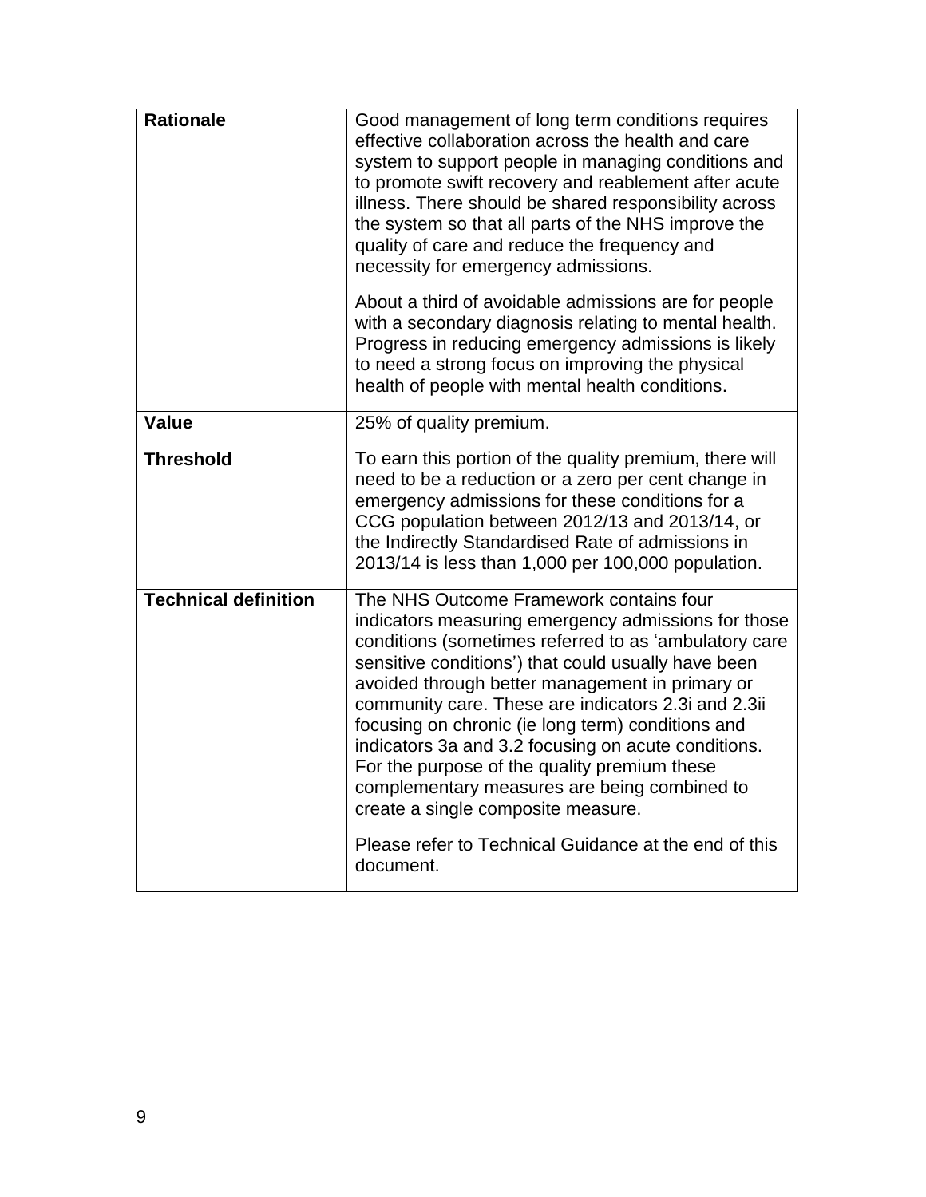| | |
|---|---|
| **Rationale** | Good management of long term conditions requires effective collaboration across the health and care system to support people in managing conditions and to promote swift recovery and reablement after acute illness. There should be shared responsibility across the system so that all parts of the NHS improve the quality of care and reduce the frequency and necessity for emergency admissions.<br><br>About a third of avoidable admissions are for people with a secondary diagnosis relating to mental health. Progress in reducing emergency admissions is likely to need a strong focus on improving the physical health of people with mental health conditions. |
| **Value** | 25% of quality premium. |
| **Threshold** | To earn this portion of the quality premium, there will need to be a reduction or a zero per cent change in emergency admissions for these conditions for a CCG population between 2012/13 and 2013/14, or the Indirectly Standardised Rate of admissions in 2013/14 is less than 1,000 per 100,000 population. |
| **Technical definition** | The NHS Outcome Framework contains four indicators measuring emergency admissions for those conditions (sometimes referred to as 'ambulatory care sensitive conditions') that could usually have been avoided through better management in primary or community care. These are indicators 2.3i and 2.3ii focusing on chronic (ie long term) conditions and indicators 3a and 3.2 focusing on acute conditions. For the purpose of the quality premium these complementary measures are being combined to create a single composite measure.<br><br>Please refer to Technical Guidance at the end of this document. |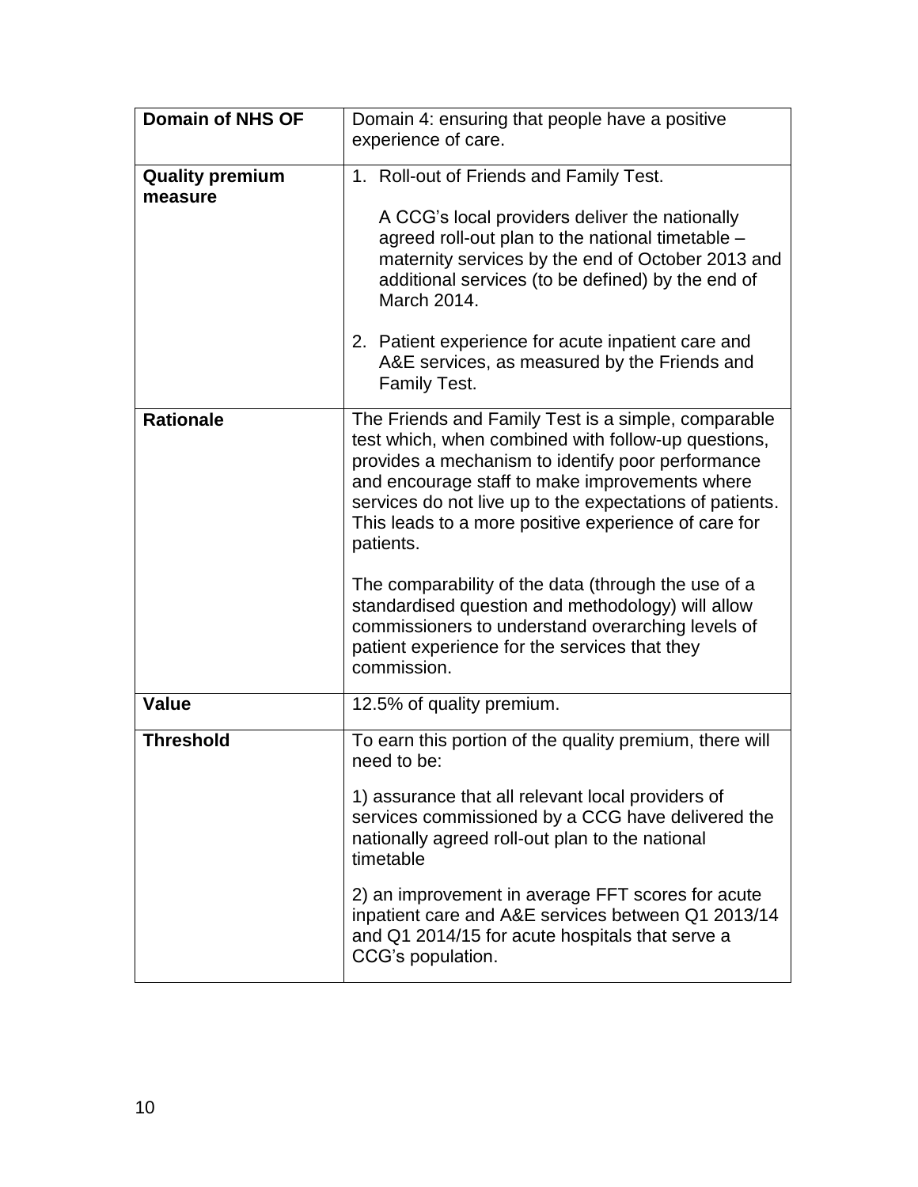| **Domain of NHS OF** | Domain 4: ensuring that people have a positive experience of care. |
|---|---|
| **Quality premium measure** | 1. Roll-out of Friends and Family Test.<br><br>A CCG's local providers deliver the nationally agreed roll-out plan to the national timetable – maternity services by the end of October 2013 and additional services (to be defined) by the end of March 2014.<br><br>2. Patient experience for acute inpatient care and A&E services, as measured by the Friends and Family Test. |
| **Rationale** | The Friends and Family Test is a simple, comparable test which, when combined with follow-up questions, provides a mechanism to identify poor performance and encourage staff to make improvements where services do not live up to the expectations of patients. This leads to a more positive experience of care for patients.<br><br>The comparability of the data (through the use of a standardised question and methodology) will allow commissioners to understand overarching levels of patient experience for the services that they commission. |
| **Value** | 12.5% of quality premium. |
| **Threshold** | To earn this portion of the quality premium, there will need to be:<br><br>1) assurance that all relevant local providers of services commissioned by a CCG have delivered the nationally agreed roll-out plan to the national timetable<br><br>2) an improvement in average FFT scores for acute inpatient care and A&E services between Q1 2013/14 and Q1 2014/15 for acute hospitals that serve a CCG's population. |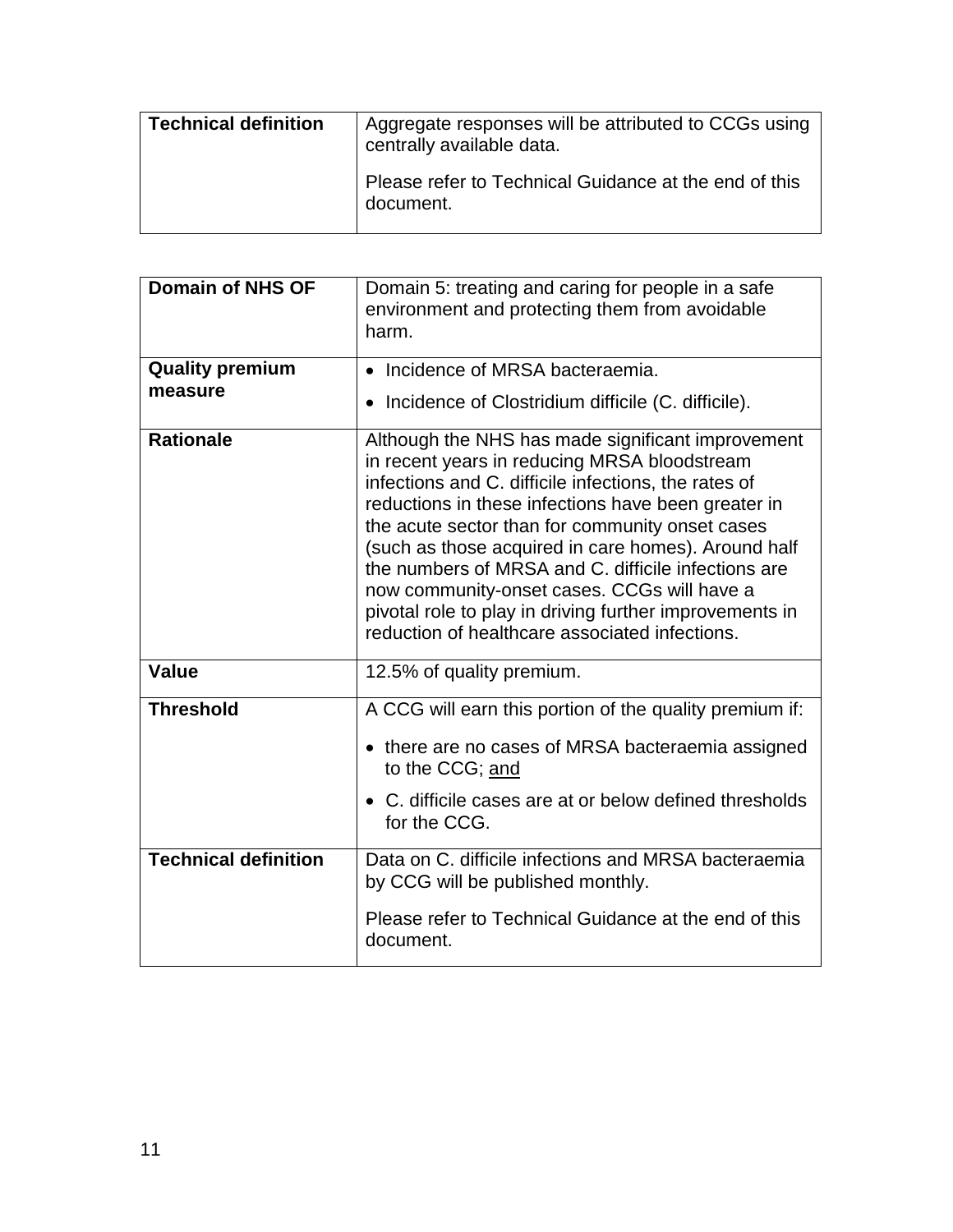| **Technical definition** | Aggregate responses will be attributed to CCGs using centrally available data.<br><br>Please refer to Technical Guidance at the end of this document. |
|---|---|

| **Domain of NHS OF** | Domain 5: treating and caring for people in a safe environment and protecting them from avoidable harm. |
|---|---|
| **Quality premium measure** | • Incidence of MRSA bacteraemia.<br>• Incidence of Clostridium difficile (C. difficile). |
| **Rationale** | Although the NHS has made significant improvement in recent years in reducing MRSA bloodstream infections and C. difficile infections, the rates of reductions in these infections have been greater in the acute sector than for community onset cases (such as those acquired in care homes). Around half the numbers of MRSA and C. difficile infections are now community-onset cases. CCGs will have a pivotal role to play in driving further improvements in reduction of healthcare associated infections. |
| **Value** | 12.5% of quality premium. |
| **Threshold** | A CCG will earn this portion of the quality premium if:<br>• there are no cases of MRSA bacteraemia assigned to the CCG; <u>and</u><br>• C. difficile cases are at or below defined thresholds for the CCG. |
| **Technical definition** | Data on C. difficile infections and MRSA bacteraemia by CCG will be published monthly.<br><br>Please refer to Technical Guidance at the end of this document. |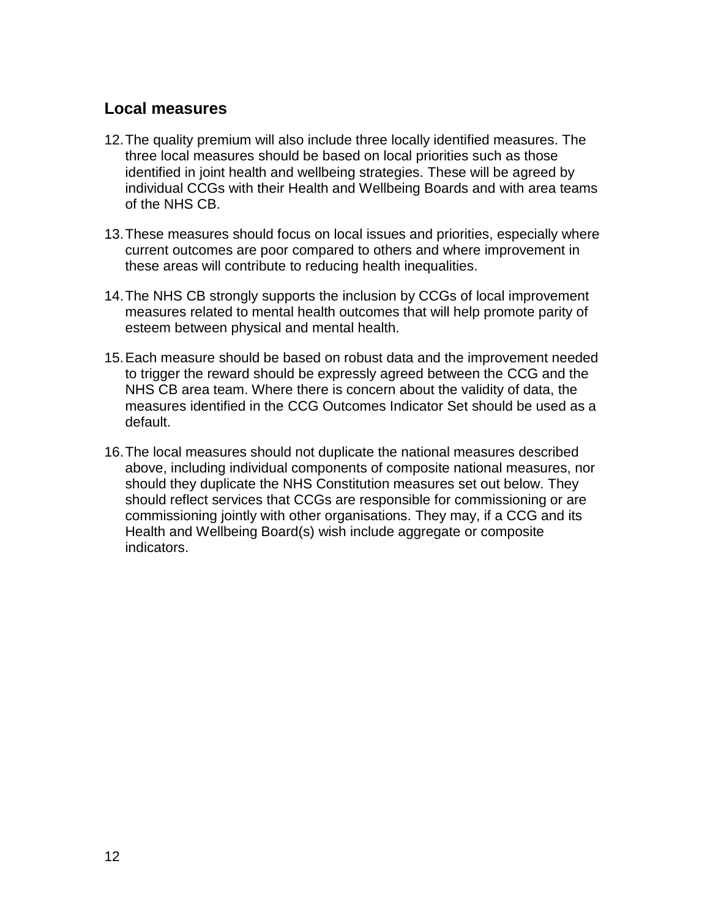## Local measures

12. The quality premium will also include three locally identified measures. The three local measures should be based on local priorities such as those identified in joint health and wellbeing strategies. These will be agreed by individual CCGs with their Health and Wellbeing Boards and with area teams of the NHS CB.

13. These measures should focus on local issues and priorities, especially where current outcomes are poor compared to others and where improvement in these areas will contribute to reducing health inequalities.

14. The NHS CB strongly supports the inclusion by CCGs of local improvement measures related to mental health outcomes that will help promote parity of esteem between physical and mental health.

15. Each measure should be based on robust data and the improvement needed to trigger the reward should be expressly agreed between the CCG and the NHS CB area team. Where there is concern about the validity of data, the measures identified in the CCG Outcomes Indicator Set should be used as a default.

16. The local measures should not duplicate the national measures described above, including individual components of composite national measures, nor should they duplicate the NHS Constitution measures set out below. They should reflect services that CCGs are responsible for commissioning or are commissioning jointly with other organisations. They may, if a CCG and its Health and Wellbeing Board(s) wish include aggregate or composite indicators.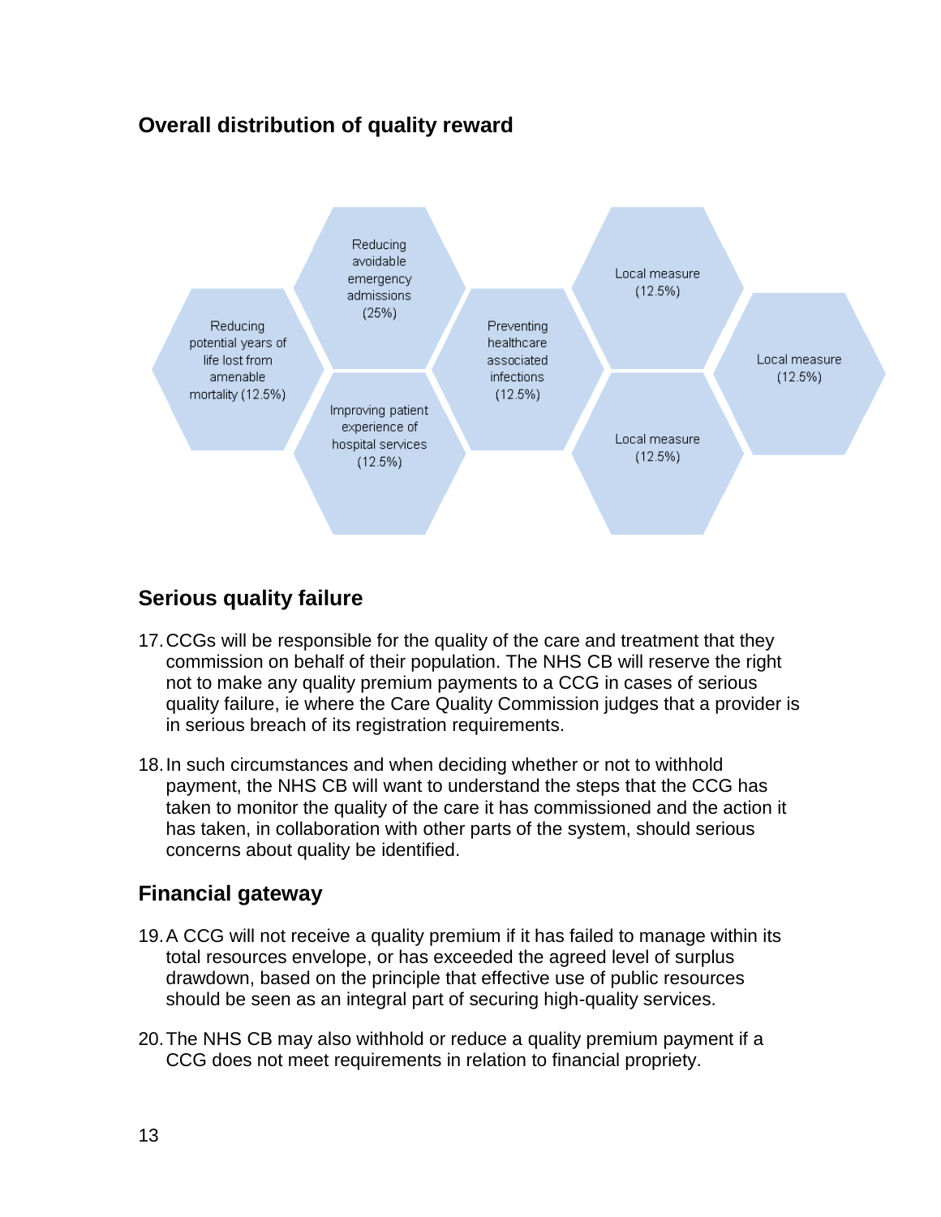## Overall distribution of quality reward

Reducing potential years of life lost from amenable mortality (12.5%)

Reducing avoidable emergency admissions (25%)

Improving patient experience of hospital services (12.5%)

Preventing healthcare associated infections (12.5%)

Local measure (12.5%)

Local measure (12.5%)

Local measure (12.5%)

## Serious quality failure

17. CCGs will be responsible for the quality of the care and treatment that they commission on behalf of their population. The NHS CB will reserve the right not to make any quality premium payments to a CCG in cases of serious quality failure, ie where the Care Quality Commission judges that a provider is in serious breach of its registration requirements.

18. In such circumstances and when deciding whether or not to withhold payment, the NHS CB will want to understand the steps that the CCG has taken to monitor the quality of the care it has commissioned and the action it has taken, in collaboration with other parts of the system, should serious concerns about quality be identified.

## Financial gateway

19. A CCG will not receive a quality premium if it has failed to manage within its total resources envelope, or has exceeded the agreed level of surplus drawdown, based on the principle that effective use of public resources should be seen as an integral part of securing high-quality services.

20. The NHS CB may also withhold or reduce a quality premium payment if a CCG does not meet requirements in relation to financial propriety.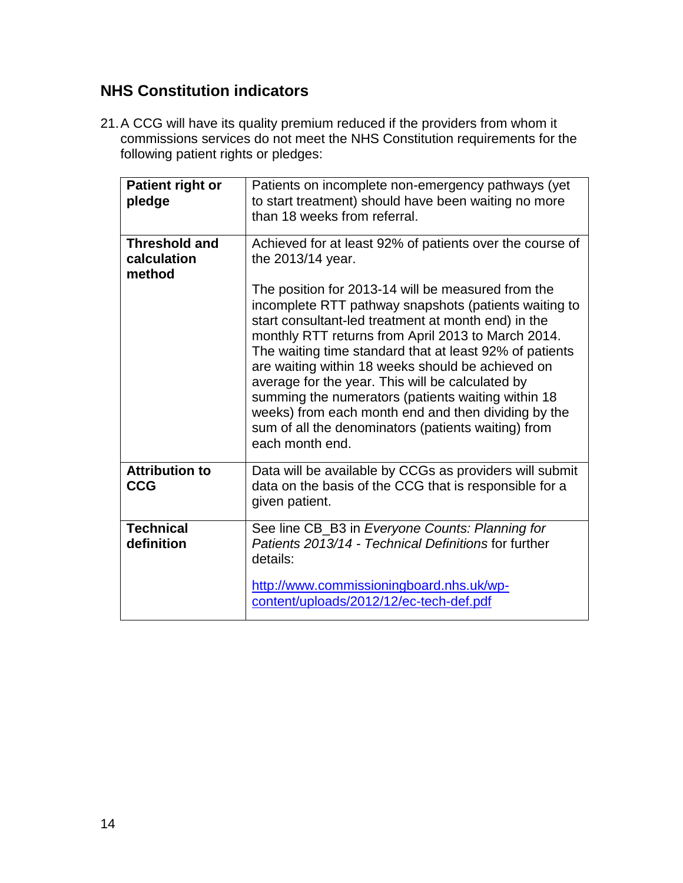## NHS Constitution indicators

21. A CCG will have its quality premium reduced if the providers from whom it commissions services do not meet the NHS Constitution requirements for the following patient rights or pledges:

| **Patient right or pledge** | Patients on incomplete non-emergency pathways (yet to start treatment) should have been waiting no more than 18 weeks from referral. |
|---|---|
| **Threshold and calculation method** | Achieved for at least 92% of patients over the course of the 2013/14 year.<br><br>The position for 2013-14 will be measured from the incomplete RTT pathway snapshots (patients waiting to start consultant-led treatment at month end) in the monthly RTT returns from April 2013 to March 2014. The waiting time standard that at least 92% of patients are waiting within 18 weeks should be achieved on average for the year. This will be calculated by summing the numerators (patients waiting within 18 weeks) from each month end and then dividing by the sum of all the denominators (patients waiting) from each month end. |
| **Attribution to CCG** | Data will be available by CCGs as providers will submit data on the basis of the CCG that is responsible for a given patient. |
| **Technical definition** | See line CB_B3 in *Everyone Counts: Planning for Patients 2013/14 - Technical Definitions* for further details:<br><br>http://www.commissioningboard.nhs.uk/wp-content/uploads/2012/12/ec-tech-def.pdf |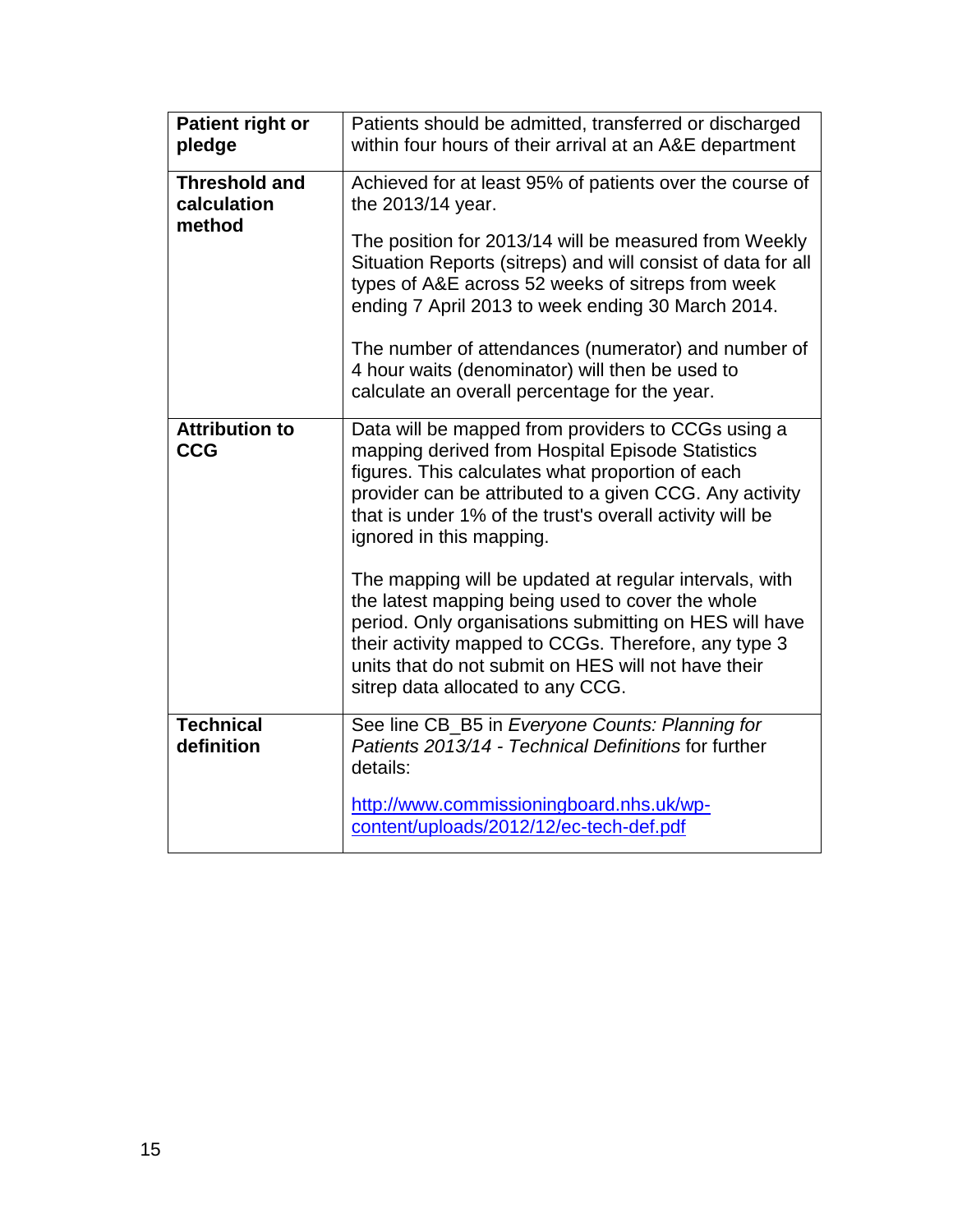| **Patient right or pledge** | Patients should be admitted, transferred or discharged within four hours of their arrival at an A&E department |
|---|---|
| **Threshold and calculation method** | Achieved for at least 95% of patients over the course of the 2013/14 year.<br><br>The position for 2013/14 will be measured from Weekly Situation Reports (sitreps) and will consist of data for all types of A&E across 52 weeks of sitreps from week ending 7 April 2013 to week ending 30 March 2014.<br><br>The number of attendances (numerator) and number of 4 hour waits (denominator) will then be used to calculate an overall percentage for the year. |
| **Attribution to CCG** | Data will be mapped from providers to CCGs using a mapping derived from Hospital Episode Statistics figures. This calculates what proportion of each provider can be attributed to a given CCG. Any activity that is under 1% of the trust's overall activity will be ignored in this mapping.<br><br>The mapping will be updated at regular intervals, with the latest mapping being used to cover the whole period. Only organisations submitting on HES will have their activity mapped to CCGs. Therefore, any type 3 units that do not submit on HES will not have their sitrep data allocated to any CCG. |
| **Technical definition** | See line CB_B5 in *Everyone Counts: Planning for Patients 2013/14 - Technical Definitions* for further details:<br><br>http://www.commissioningboard.nhs.uk/wp-content/uploads/2012/12/ec-tech-def.pdf |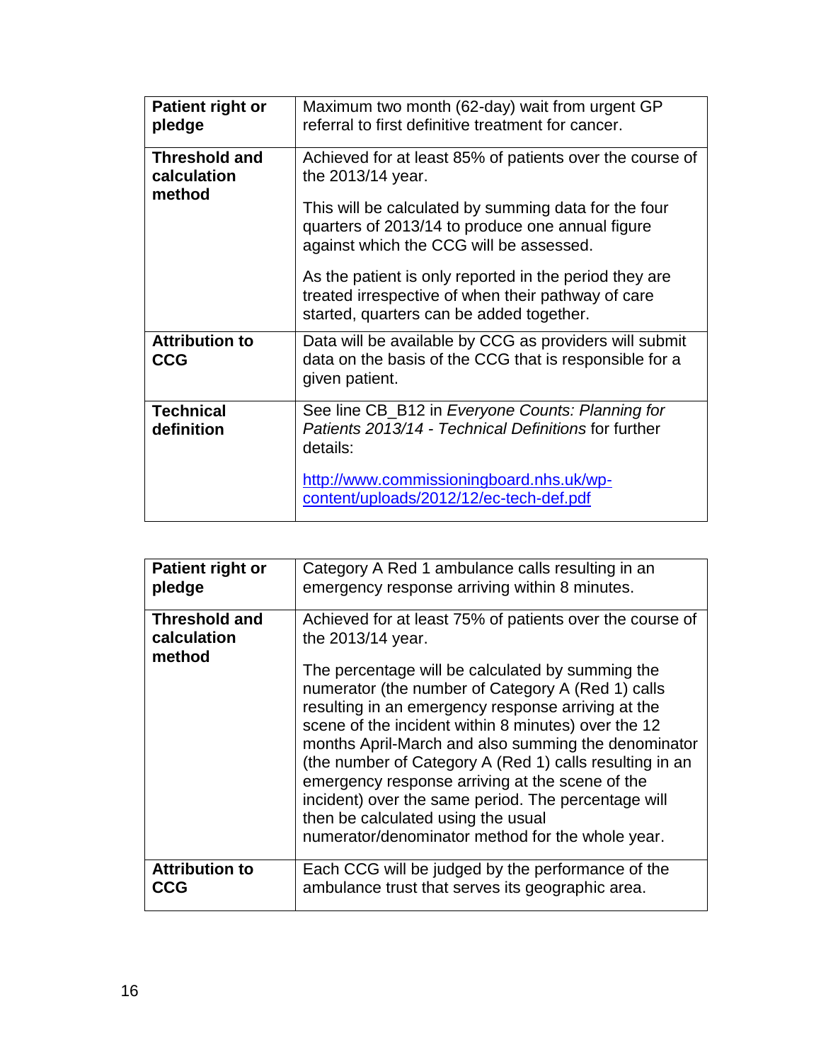| **Patient right or pledge** | Maximum two month (62-day) wait from urgent GP referral to first definitive treatment for cancer. |
|---|---|
| **Threshold and calculation method** | Achieved for at least 85% of patients over the course of the 2013/14 year.<br><br>This will be calculated by summing data for the four quarters of 2013/14 to produce one annual figure against which the CCG will be assessed.<br><br>As the patient is only reported in the period they are treated irrespective of when their pathway of care started, quarters can be added together. |
| **Attribution to CCG** | Data will be available by CCG as providers will submit data on the basis of the CCG that is responsible for a given patient. |
| **Technical definition** | See line CB_B12 in *Everyone Counts: Planning for Patients 2013/14 - Technical Definitions* for further details:<br><br>[http://www.commissioningboard.nhs.uk/wp-content/uploads/2012/12/ec-tech-def.pdf](http://www.commissioningboard.nhs.uk/wp-content/uploads/2012/12/ec-tech-def.pdf) |

| **Patient right or pledge** | Category A Red 1 ambulance calls resulting in an emergency response arriving within 8 minutes. |
|---|---|
| **Threshold and calculation method** | Achieved for at least 75% of patients over the course of the 2013/14 year.<br><br>The percentage will be calculated by summing the numerator (the number of Category A (Red 1) calls resulting in an emergency response arriving at the scene of the incident within 8 minutes) over the 12 months April-March and also summing the denominator (the number of Category A (Red 1) calls resulting in an emergency response arriving at the scene of the incident) over the same period. The percentage will then be calculated using the usual numerator/denominator method for the whole year. |
| **Attribution to CCG** | Each CCG will be judged by the performance of the ambulance trust that serves its geographic area. |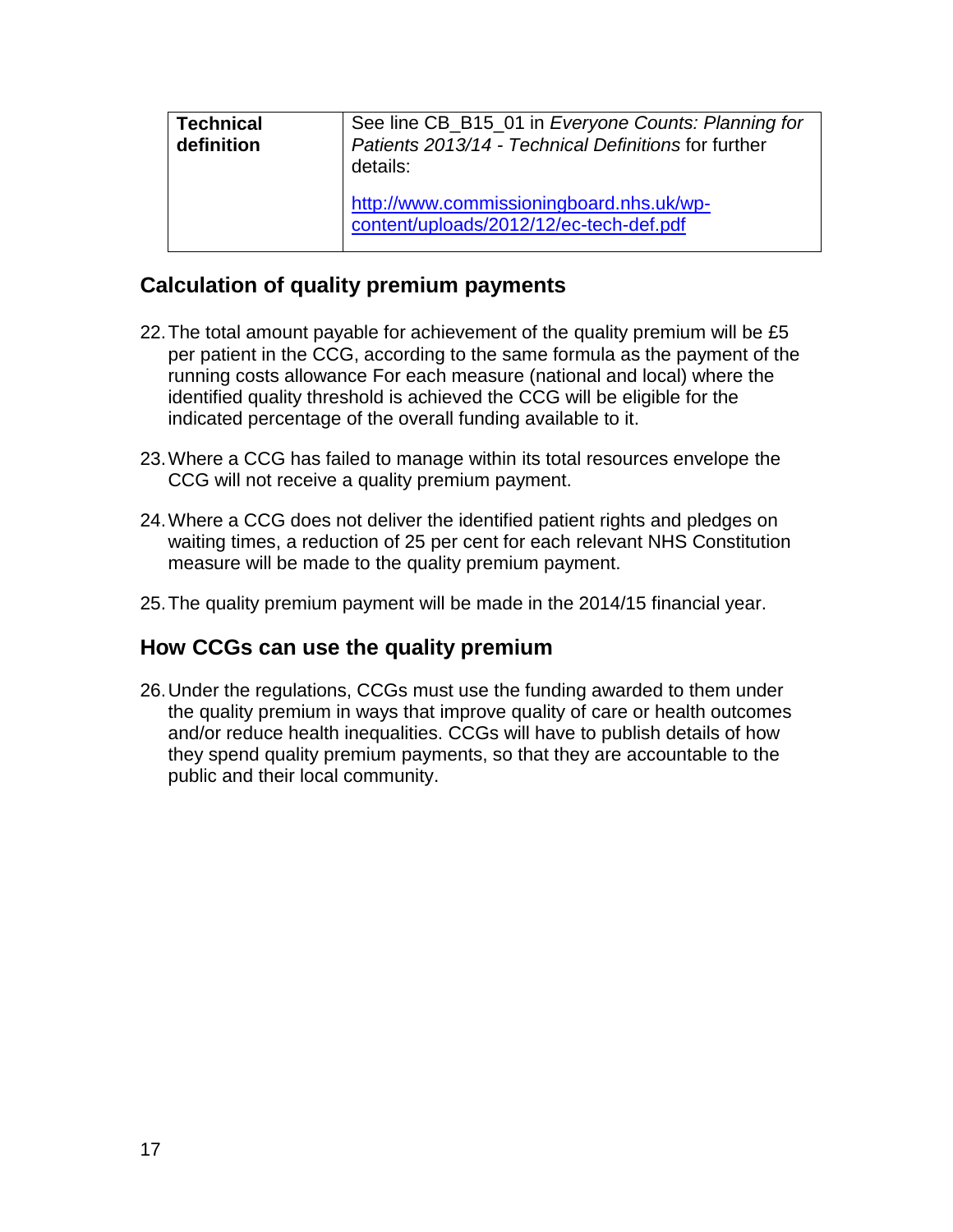| **Technical definition** | See line CB_B15_01 in *Everyone Counts: Planning for Patients 2013/14 - Technical Definitions* for further details:<br><br>[http://www.commissioningboard.nhs.uk/wp-content/uploads/2012/12/ec-tech-def.pdf](http://www.commissioningboard.nhs.uk/wp-content/uploads/2012/12/ec-tech-def.pdf) |
|---|---|

## Calculation of quality premium payments

22. The total amount payable for achievement of the quality premium will be £5 per patient in the CCG, according to the same formula as the payment of the running costs allowance For each measure (national and local) where the identified quality threshold is achieved the CCG will be eligible for the indicated percentage of the overall funding available to it.

23. Where a CCG has failed to manage within its total resources envelope the CCG will not receive a quality premium payment.

24. Where a CCG does not deliver the identified patient rights and pledges on waiting times, a reduction of 25 per cent for each relevant NHS Constitution measure will be made to the quality premium payment.

25. The quality premium payment will be made in the 2014/15 financial year.

## How CCGs can use the quality premium

26. Under the regulations, CCGs must use the funding awarded to them under the quality premium in ways that improve quality of care or health outcomes and/or reduce health inequalities. CCGs will have to publish details of how they spend quality premium payments, so that they are accountable to the public and their local community.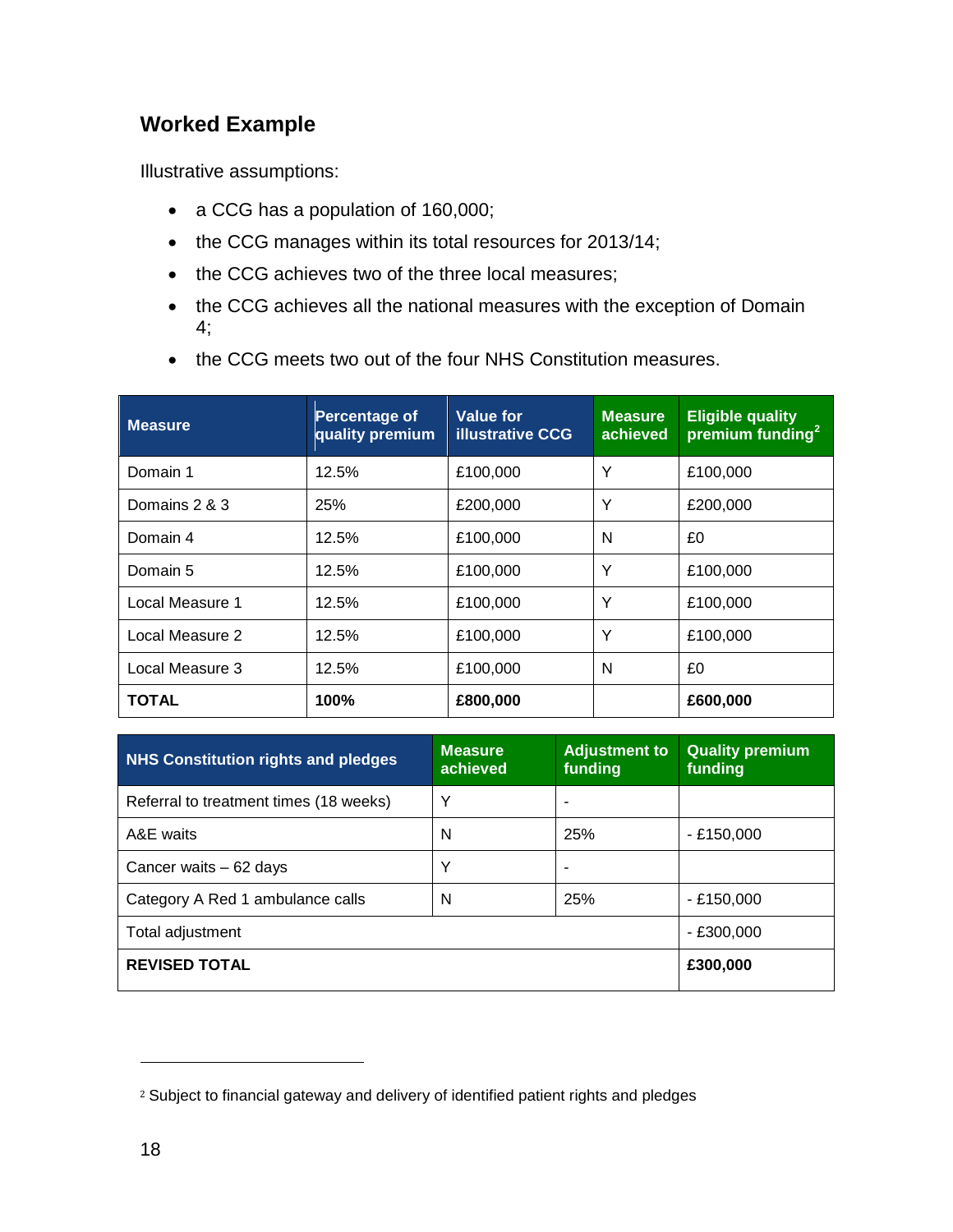## Worked Example

Illustrative assumptions:

- a CCG has a population of 160,000;
- the CCG manages within its total resources for 2013/14;
- the CCG achieves two of the three local measures;
- the CCG achieves all the national measures with the exception of Domain 4;
- the CCG meets two out of the four NHS Constitution measures.

| Measure | Percentage of quality premium | Value for illustrative CCG | Measure achieved | Eligible quality premium funding[2] |
|---|---|---|---|---|
| Domain 1 | 12.5% | £100,000 | Y | £100,000 |
| Domains 2 & 3 | 25% | £200,000 | Y | £200,000 |
| Domain 4 | 12.5% | £100,000 | N | £0 |
| Domain 5 | 12.5% | £100,000 | Y | £100,000 |
| Local Measure 1 | 12.5% | £100,000 | Y | £100,000 |
| Local Measure 2 | 12.5% | £100,000 | Y | £100,000 |
| Local Measure 3 | 12.5% | £100,000 | N | £0 |
| **TOTAL** | **100%** | **£800,000** | | **£600,000** |

| NHS Constitution rights and pledges | Measure achieved | Adjustment to funding | Quality premium funding |
|---|---|---|---|
| Referral to treatment times (18 weeks) | Y | - | |
| A&E waits | N | 25% | - £150,000 |
| Cancer waits – 62 days | Y | - | |
| Category A Red 1 ambulance calls | N | 25% | - £150,000 |
| Total adjustment | | | - £300,000 |
| **REVISED TOTAL** | | | **£300,000** |

[2] Subject to financial gateway and delivery of identified patient rights and pledges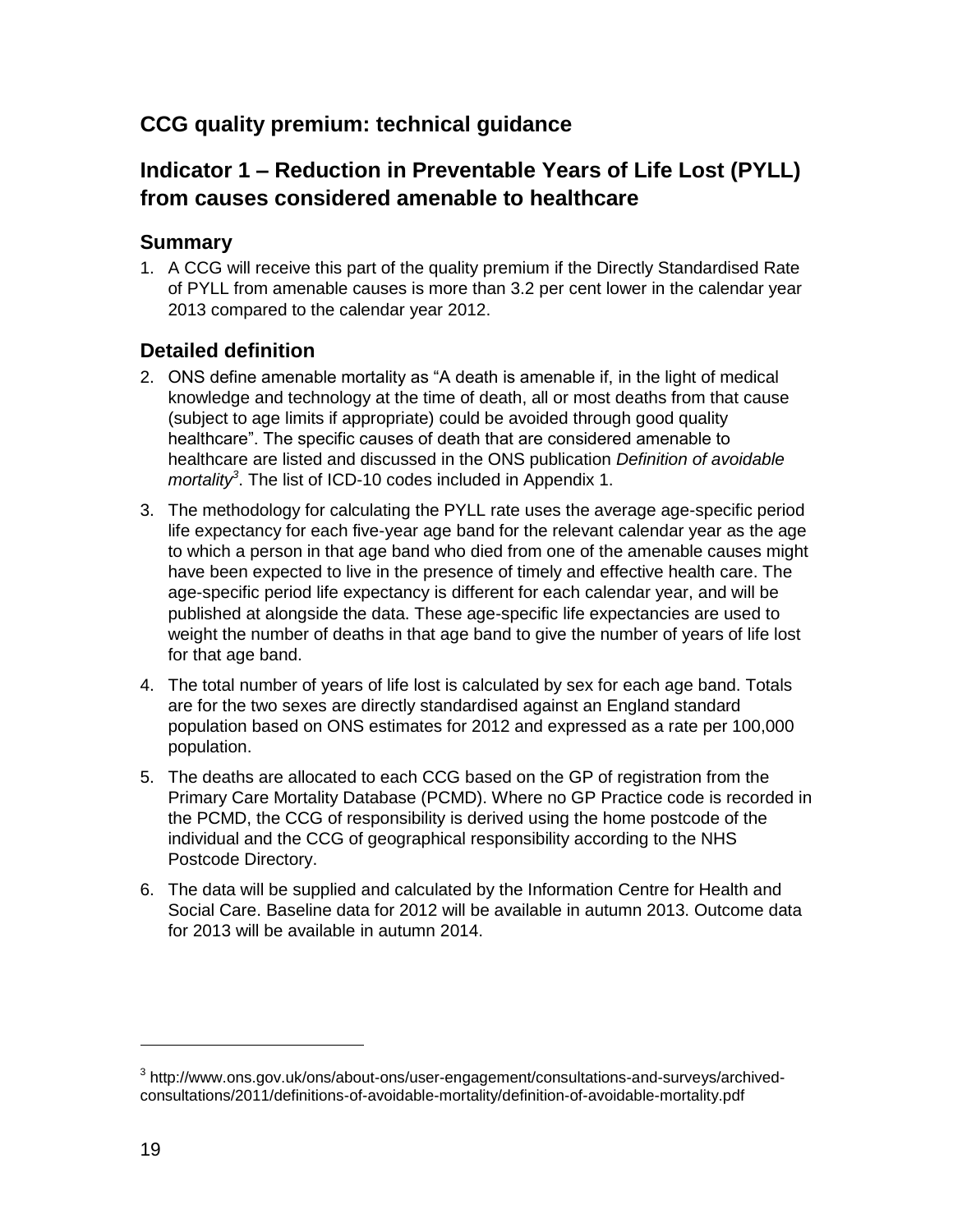## CCG quality premium: technical guidance

## Indicator 1 – Reduction in Preventable Years of Life Lost (PYLL) from causes considered amenable to healthcare

### Summary

1. A CCG will receive this part of the quality premium if the Directly Standardised Rate of PYLL from amenable causes is more than 3.2 per cent lower in the calendar year 2013 compared to the calendar year 2012.

### Detailed definition

2. ONS define amenable mortality as “A death is amenable if, in the light of medical knowledge and technology at the time of death, all or most deaths from that cause (subject to age limits if appropriate) could be avoided through good quality healthcare”. The specific causes of death that are considered amenable to healthcare are listed and discussed in the ONS publication *Definition of avoidable mortality*[3]. The list of ICD-10 codes included in Appendix 1.
3. The methodology for calculating the PYLL rate uses the average age-specific period life expectancy for each five-year age band for the relevant calendar year as the age to which a person in that age band who died from one of the amenable causes might have been expected to live in the presence of timely and effective health care. The age-specific period life expectancy is different for each calendar year, and will be published at alongside the data. These age-specific life expectancies are used to weight the number of deaths in that age band to give the number of years of life lost for that age band.
4. The total number of years of life lost is calculated by sex for each age band. Totals are for the two sexes are directly standardised against an England standard population based on ONS estimates for 2012 and expressed as a rate per 100,000 population.
5. The deaths are allocated to each CCG based on the GP of registration from the Primary Care Mortality Database (PCMD). Where no GP Practice code is recorded in the PCMD, the CCG of responsibility is derived using the home postcode of the individual and the CCG of geographical responsibility according to the NHS Postcode Directory.
6. The data will be supplied and calculated by the Information Centre for Health and Social Care. Baseline data for 2012 will be available in autumn 2013. Outcome data for 2013 will be available in autumn 2014.

---

[3] http://www.ons.gov.uk/ons/about-ons/user-engagement/consultations-and-surveys/archived-consultations/2011/definitions-of-avoidable-mortality/definition-of-avoidable-mortality.pdf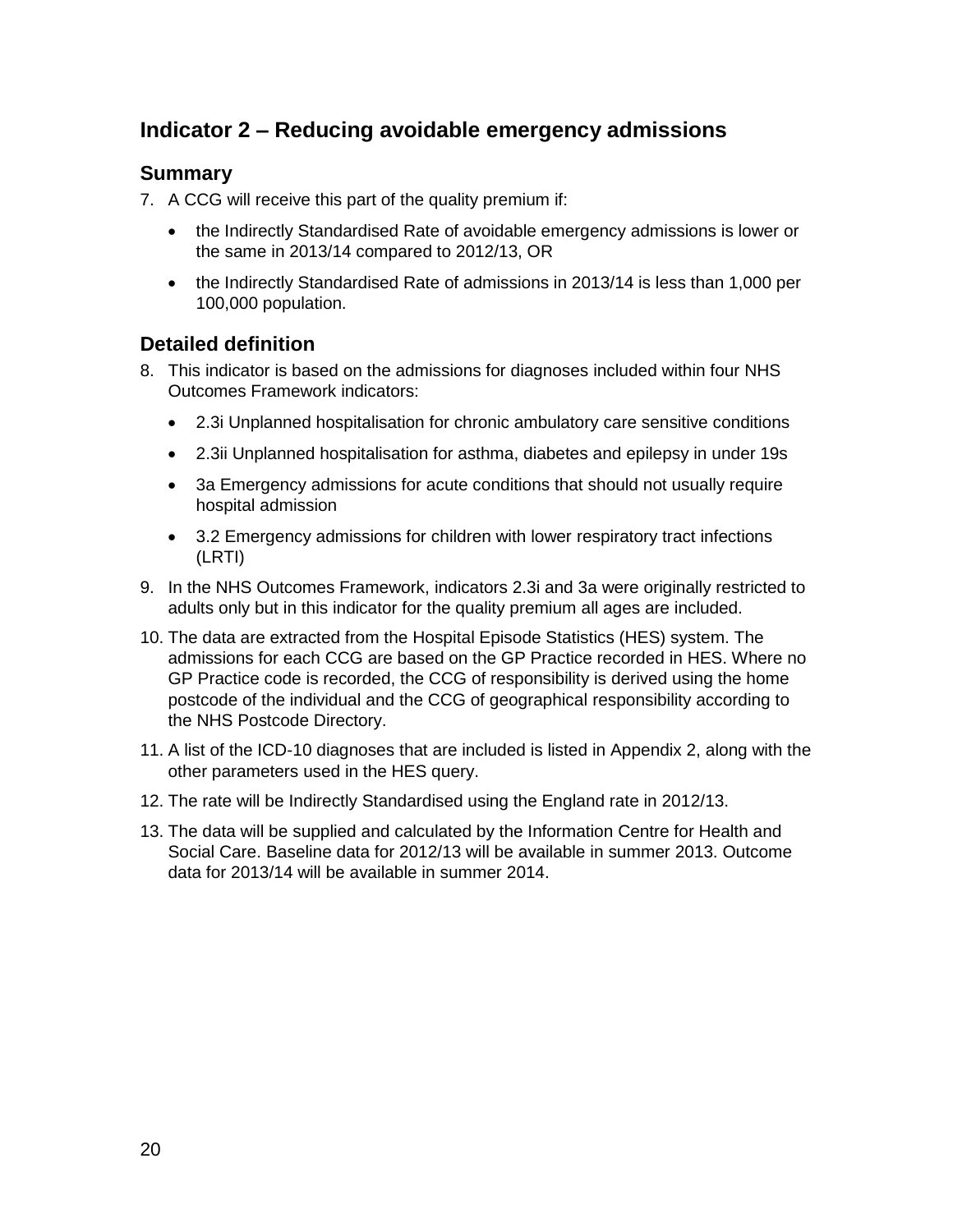## Indicator 2 – Reducing avoidable emergency admissions

### Summary

7. A CCG will receive this part of the quality premium if:

   - the Indirectly Standardised Rate of avoidable emergency admissions is lower or the same in 2013/14 compared to 2012/13, OR
   - the Indirectly Standardised Rate of admissions in 2013/14 is less than 1,000 per 100,000 population.

### Detailed definition

8. This indicator is based on the admissions for diagnoses included within four NHS Outcomes Framework indicators:

   - 2.3i Unplanned hospitalisation for chronic ambulatory care sensitive conditions
   - 2.3ii Unplanned hospitalisation for asthma, diabetes and epilepsy in under 19s
   - 3a Emergency admissions for acute conditions that should not usually require hospital admission
   - 3.2 Emergency admissions for children with lower respiratory tract infections (LRTI)

9. In the NHS Outcomes Framework, indicators 2.3i and 3a were originally restricted to adults only but in this indicator for the quality premium all ages are included.

10. The data are extracted from the Hospital Episode Statistics (HES) system. The admissions for each CCG are based on the GP Practice recorded in HES. Where no GP Practice code is recorded, the CCG of responsibility is derived using the home postcode of the individual and the CCG of geographical responsibility according to the NHS Postcode Directory.

11. A list of the ICD-10 diagnoses that are included is listed in Appendix 2, along with the other parameters used in the HES query.

12. The rate will be Indirectly Standardised using the England rate in 2012/13.

13. The data will be supplied and calculated by the Information Centre for Health and Social Care. Baseline data for 2012/13 will be available in summer 2013. Outcome data for 2013/14 will be available in summer 2014.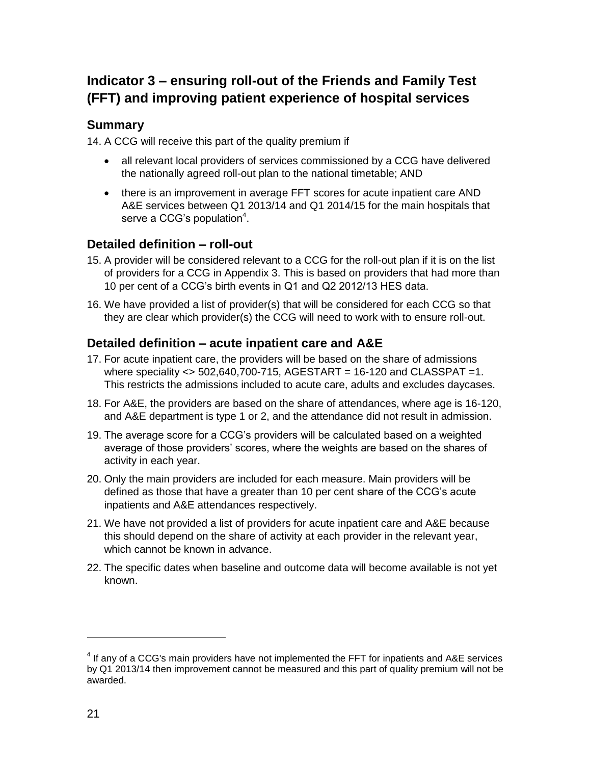## Indicator 3 – ensuring roll-out of the Friends and Family Test (FFT) and improving patient experience of hospital services

### Summary

14. A CCG will receive this part of the quality premium if

- all relevant local providers of services commissioned by a CCG have delivered the nationally agreed roll-out plan to the national timetable; AND
- there is an improvement in average FFT scores for acute inpatient care AND A&E services between Q1 2013/14 and Q1 2014/15 for the main hospitals that serve a CCG's population[4].

### Detailed definition – roll-out

15. A provider will be considered relevant to a CCG for the roll-out plan if it is on the list of providers for a CCG in Appendix 3. This is based on providers that had more than 10 per cent of a CCG's birth events in Q1 and Q2 2012/13 HES data.

16. We have provided a list of provider(s) that will be considered for each CCG so that they are clear which provider(s) the CCG will need to work with to ensure roll-out.

### Detailed definition – acute inpatient care and A&E

17. For acute inpatient care, the providers will be based on the share of admissions where speciality <> 502,640,700-715, AGESTART = 16-120 and CLASSPAT =1. This restricts the admissions included to acute care, adults and excludes daycases.

18. For A&E, the providers are based on the share of attendances, where age is 16-120, and A&E department is type 1 or 2, and the attendance did not result in admission.

19. The average score for a CCG's providers will be calculated based on a weighted average of those providers' scores, where the weights are based on the shares of activity in each year.

20. Only the main providers are included for each measure. Main providers will be defined as those that have a greater than 10 per cent share of the CCG's acute inpatients and A&E attendances respectively.

21. We have not provided a list of providers for acute inpatient care and A&E because this should depend on the share of activity at each provider in the relevant year, which cannot be known in advance.

22. The specific dates when baseline and outcome data will become available is not yet known.

---

[4] If any of a CCG's main providers have not implemented the FFT for inpatients and A&E services by Q1 2013/14 then improvement cannot be measured and this part of quality premium will not be awarded.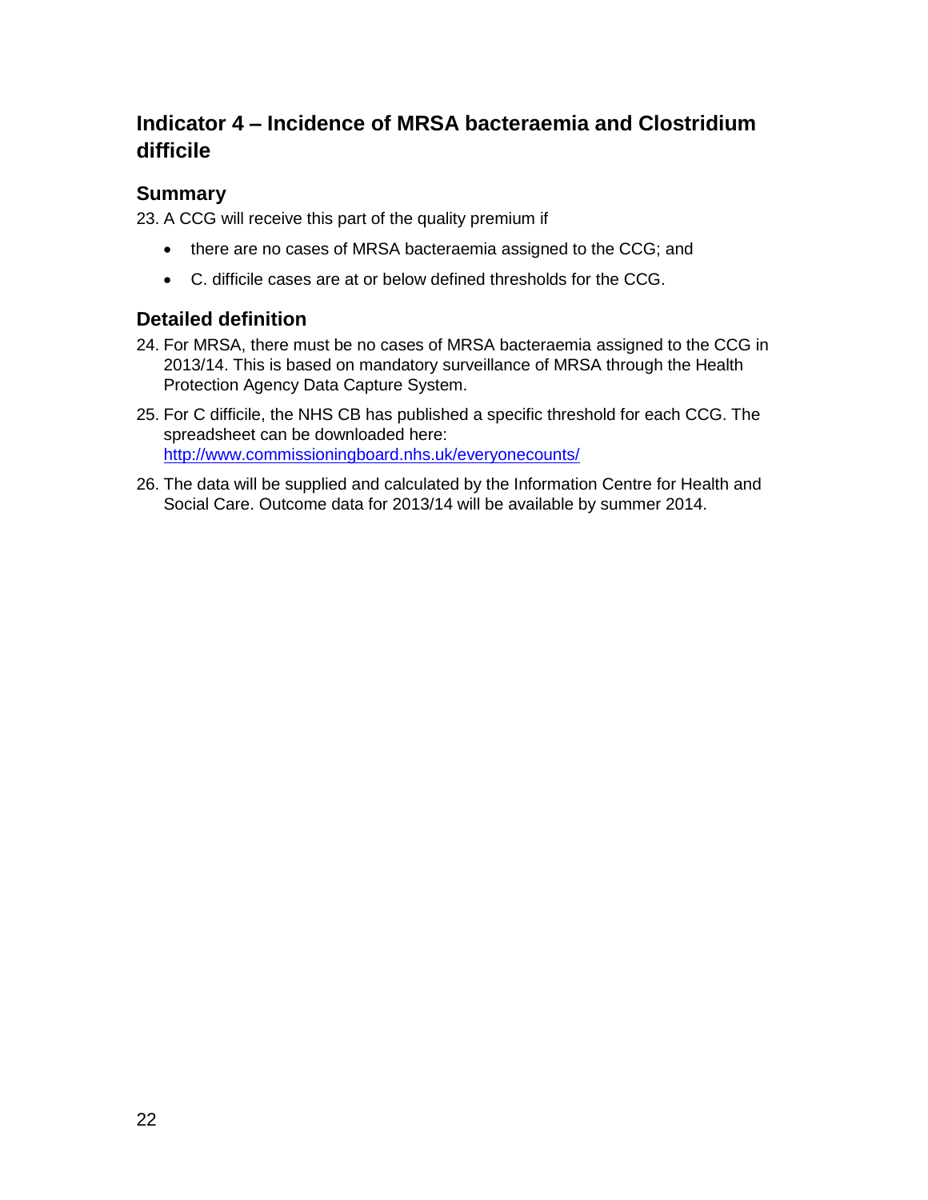## Indicator 4 – Incidence of MRSA bacteraemia and Clostridium difficile

### Summary

23. A CCG will receive this part of the quality premium if

- there are no cases of MRSA bacteraemia assigned to the CCG; and
- C. difficile cases are at or below defined thresholds for the CCG.

### Detailed definition

24. For MRSA, there must be no cases of MRSA bacteraemia assigned to the CCG in 2013/14. This is based on mandatory surveillance of MRSA through the Health Protection Agency Data Capture System.

25. For C difficile, the NHS CB has published a specific threshold for each CCG. The spreadsheet can be downloaded here: [http://www.commissioningboard.nhs.uk/everyonecounts/](http://www.commissioningboard.nhs.uk/everyonecounts/)

26. The data will be supplied and calculated by the Information Centre for Health and Social Care. Outcome data for 2013/14 will be available by summer 2014.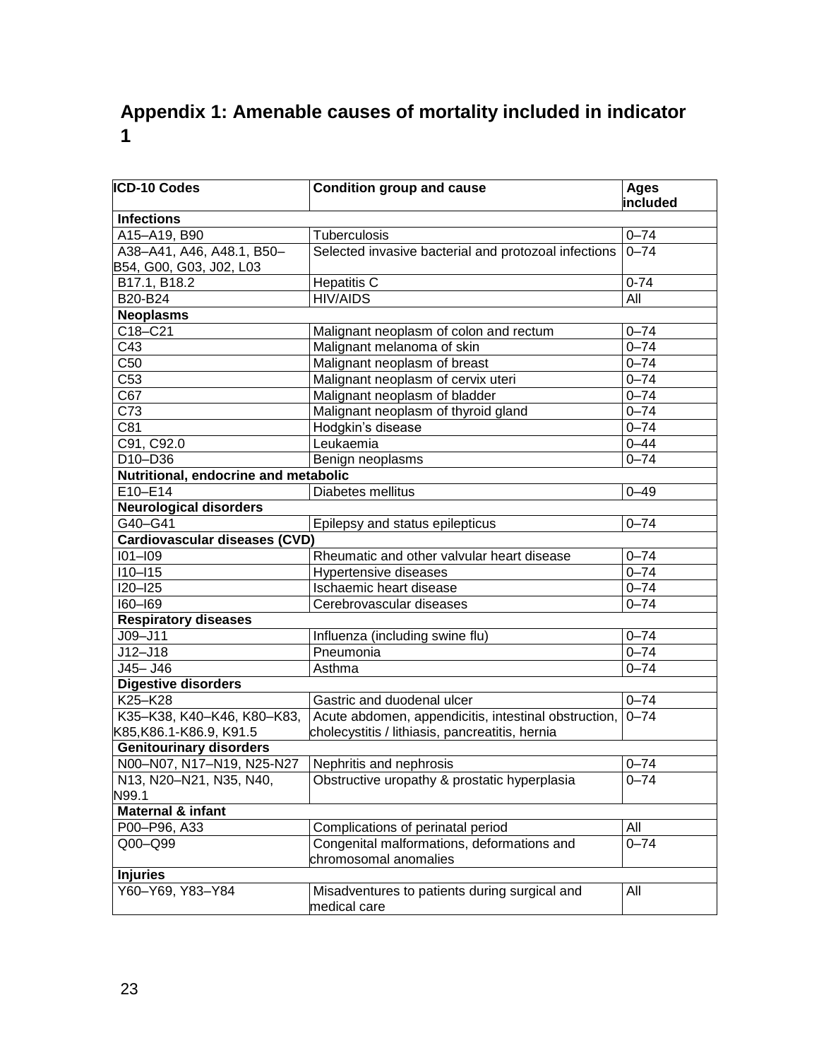## Appendix 1: Amenable causes of mortality included in indicator 1

| ICD-10 Codes | Condition group and cause | Ages included |
|---|---|---|
| **Infections** | | |
| A15–A19, B90 | Tuberculosis | 0–74 |
| A38–A41, A46, A48.1, B50–B54, G00, G03, J02, L03 | Selected invasive bacterial and protozoal infections | 0–74 |
| B17.1, B18.2 | Hepatitis C | 0-74 |
| B20-B24 | HIV/AIDS | All |
| **Neoplasms** | | |
| C18–C21 | Malignant neoplasm of colon and rectum | 0–74 |
| C43 | Malignant melanoma of skin | 0–74 |
| C50 | Malignant neoplasm of breast | 0–74 |
| C53 | Malignant neoplasm of cervix uteri | 0–74 |
| C67 | Malignant neoplasm of bladder | 0–74 |
| C73 | Malignant neoplasm of thyroid gland | 0–74 |
| C81 | Hodgkin's disease | 0–74 |
| C91, C92.0 | Leukaemia | 0–44 |
| D10–D36 | Benign neoplasms | 0–74 |
| **Nutritional, endocrine and metabolic** | | |
| E10–E14 | Diabetes mellitus | 0–49 |
| **Neurological disorders** | | |
| G40–G41 | Epilepsy and status epilepticus | 0–74 |
| **Cardiovascular diseases (CVD)** | | |
| I01–I09 | Rheumatic and other valvular heart disease | 0–74 |
| I10–I15 | Hypertensive diseases | 0–74 |
| I20–I25 | Ischaemic heart disease | 0–74 |
| I60–I69 | Cerebrovascular diseases | 0–74 |
| **Respiratory diseases** | | |
| J09–J11 | Influenza (including swine flu) | 0–74 |
| J12–J18 | Pneumonia | 0–74 |
| J45– J46 | Asthma | 0–74 |
| **Digestive disorders** | | |
| K25–K28 | Gastric and duodenal ulcer | 0–74 |
| K35–K38, K40–K46, K80–K83, K85,K86.1-K86.9, K91.5 | Acute abdomen, appendicitis, intestinal obstruction, cholecystitis / lithiasis, pancreatitis, hernia | 0–74 |
| **Genitourinary disorders** | | |
| N00–N07, N17–N19, N25-N27 | Nephritis and nephrosis | 0–74 |
| N13, N20–N21, N35, N40, N99.1 | Obstructive uropathy & prostatic hyperplasia | 0–74 |
| **Maternal & infant** | | |
| P00–P96, A33 | Complications of perinatal period | All |
| Q00–Q99 | Congenital malformations, deformations and chromosomal anomalies | 0–74 |
| **Injuries** | | |
| Y60–Y69, Y83–Y84 | Misadventures to patients during surgical and medical care | All |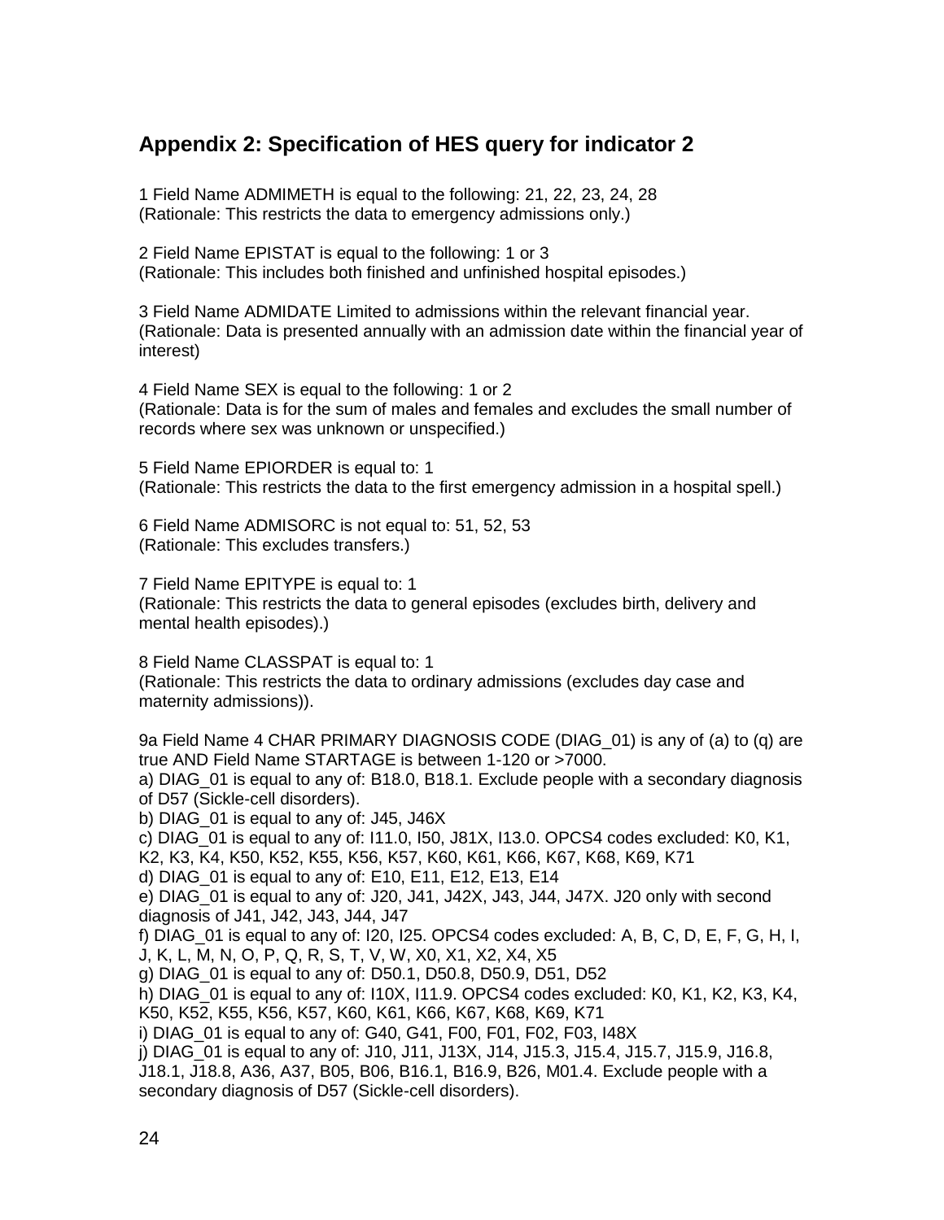## Appendix 2: Specification of HES query for indicator 2

1 Field Name ADMIMETH is equal to the following: 21, 22, 23, 24, 28
(Rationale: This restricts the data to emergency admissions only.)

2 Field Name EPISTAT is equal to the following: 1 or 3
(Rationale: This includes both finished and unfinished hospital episodes.)

3 Field Name ADMIDATE Limited to admissions within the relevant financial year.
(Rationale: Data is presented annually with an admission date within the financial year of interest)

4 Field Name SEX is equal to the following: 1 or 2
(Rationale: Data is for the sum of males and females and excludes the small number of records where sex was unknown or unspecified.)

5 Field Name EPIORDER is equal to: 1
(Rationale: This restricts the data to the first emergency admission in a hospital spell.)

6 Field Name ADMISORC is not equal to: 51, 52, 53
(Rationale: This excludes transfers.)

7 Field Name EPITYPE is equal to: 1
(Rationale: This restricts the data to general episodes (excludes birth, delivery and mental health episodes).)

8 Field Name CLASSPAT is equal to: 1
(Rationale: This restricts the data to ordinary admissions (excludes day case and maternity admissions)).

9a Field Name 4 CHAR PRIMARY DIAGNOSIS CODE (DIAG_01) is any of (a) to (q) are true AND Field Name STARTAGE is between 1-120 or >7000.
a) DIAG_01 is equal to any of: B18.0, B18.1. Exclude people with a secondary diagnosis of D57 (Sickle-cell disorders).
b) DIAG_01 is equal to any of: J45, J46X
c) DIAG_01 is equal to any of: I11.0, I50, J81X, I13.0. OPCS4 codes excluded: K0, K1, K2, K3, K4, K50, K52, K55, K56, K57, K60, K61, K66, K67, K68, K69, K71
d) DIAG_01 is equal to any of: E10, E11, E12, E13, E14
e) DIAG_01 is equal to any of: J20, J41, J42X, J43, J44, J47X. J20 only with second diagnosis of J41, J42, J43, J44, J47
f) DIAG_01 is equal to any of: I20, I25. OPCS4 codes excluded: A, B, C, D, E, F, G, H, I, J, K, L, M, N, O, P, Q, R, S, T, V, W, X0, X1, X2, X4, X5
g) DIAG_01 is equal to any of: D50.1, D50.8, D50.9, D51, D52
h) DIAG_01 is equal to any of: I10X, I11.9. OPCS4 codes excluded: K0, K1, K2, K3, K4, K50, K52, K55, K56, K57, K60, K61, K66, K67, K68, K69, K71
i) DIAG_01 is equal to any of: G40, G41, F00, F01, F02, F03, I48X
j) DIAG_01 is equal to any of: J10, J11, J13X, J14, J15.3, J15.4, J15.7, J15.9, J16.8, J18.1, J18.8, A36, A37, B05, B06, B16.1, B16.9, B26, M01.4. Exclude people with a secondary diagnosis of D57 (Sickle-cell disorders).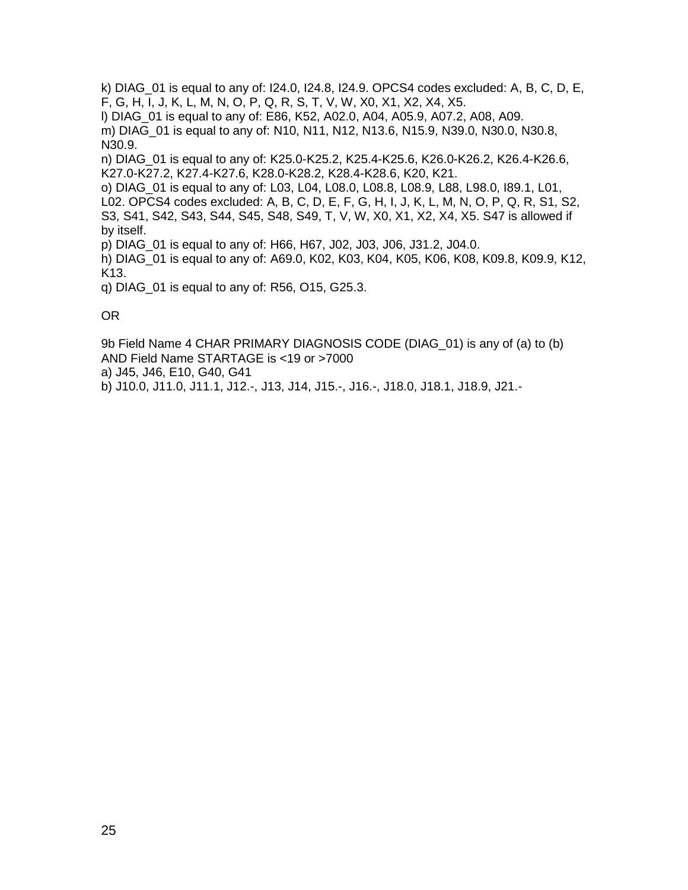k) DIAG_01 is equal to any of: I24.0, I24.8, I24.9. OPCS4 codes excluded: A, B, C, D, E, F, G, H, I, J, K, L, M, N, O, P, Q, R, S, T, V, W, X0, X1, X2, X4, X5.
l) DIAG_01 is equal to any of: E86, K52, A02.0, A04, A05.9, A07.2, A08, A09.
m) DIAG_01 is equal to any of: N10, N11, N12, N13.6, N15.9, N39.0, N30.0, N30.8, N30.9.
n) DIAG_01 is equal to any of: K25.0-K25.2, K25.4-K25.6, K26.0-K26.2, K26.4-K26.6, K27.0-K27.2, K27.4-K27.6, K28.0-K28.2, K28.4-K28.6, K20, K21.
o) DIAG_01 is equal to any of: L03, L04, L08.0, L08.8, L08.9, L88, L98.0, I89.1, L01, L02. OPCS4 codes excluded: A, B, C, D, E, F, G, H, I, J, K, L, M, N, O, P, Q, R, S1, S2, S3, S41, S42, S43, S44, S45, S48, S49, T, V, W, X0, X1, X2, X4, X5. S47 is allowed if by itself.
p) DIAG_01 is equal to any of: H66, H67, J02, J03, J06, J31.2, J04.0.
h) DIAG_01 is equal to any of: A69.0, K02, K03, K04, K05, K06, K08, K09.8, K09.9, K12, K13.
q) DIAG_01 is equal to any of: R56, O15, G25.3.

OR

9b Field Name 4 CHAR PRIMARY DIAGNOSIS CODE (DIAG_01) is any of (a) to (b) AND Field Name STARTAGE is <19 or >7000
a) J45, J46, E10, G40, G41
b) J10.0, J11.0, J11.1, J12.-, J13, J14, J15.-, J16.-, J18.0, J18.1, J18.9, J21.-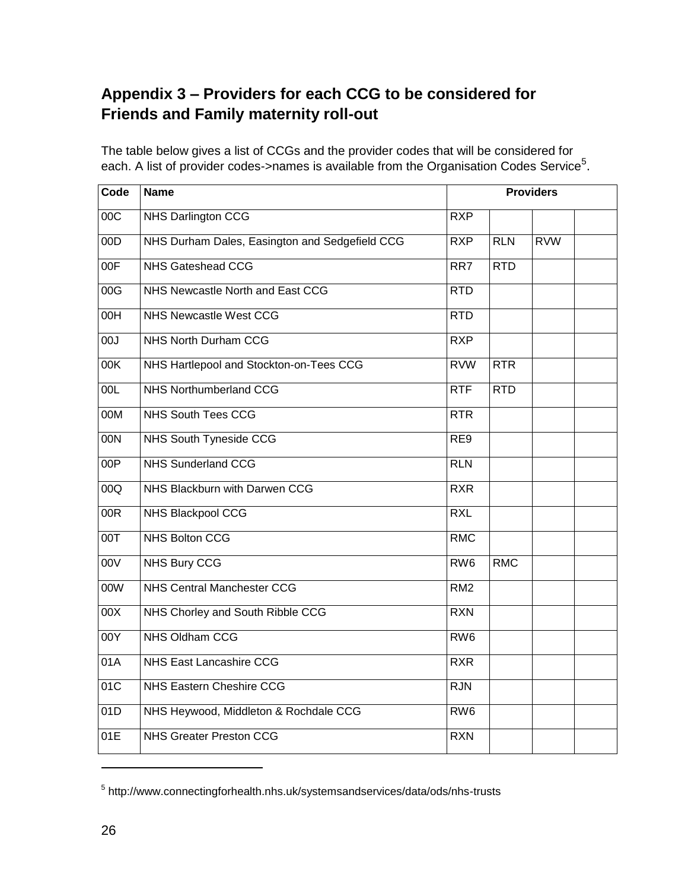## Appendix 3 – Providers for each CCG to be considered for Friends and Family maternity roll-out

The table below gives a list of CCGs and the provider codes that will be considered for each. A list of provider codes->names is available from the Organisation Codes Service[5].

| Code | Name | Providers | | | |
|---|---|---|---|---|---|
| 00C | NHS Darlington CCG | RXP | | | |
| 00D | NHS Durham Dales, Easington and Sedgefield CCG | RXP | RLN | RVW | |
| 00F | NHS Gateshead CCG | RR7 | RTD | | |
| 00G | NHS Newcastle North and East CCG | RTD | | | |
| 00H | NHS Newcastle West CCG | RTD | | | |
| 00J | NHS North Durham CCG | RXP | | | |
| 00K | NHS Hartlepool and Stockton-on-Tees CCG | RVW | RTR | | |
| 00L | NHS Northumberland CCG | RTF | RTD | | |
| 00M | NHS South Tees CCG | RTR | | | |
| 00N | NHS South Tyneside CCG | RE9 | | | |
| 00P | NHS Sunderland CCG | RLN | | | |
| 00Q | NHS Blackburn with Darwen CCG | RXR | | | |
| 00R | NHS Blackpool CCG | RXL | | | |
| 00T | NHS Bolton CCG | RMC | | | |
| 00V | NHS Bury CCG | RW6 | RMC | | |
| 00W | NHS Central Manchester CCG | RM2 | | | |
| 00X | NHS Chorley and South Ribble CCG | RXN | | | |
| 00Y | NHS Oldham CCG | RW6 | | | |
| 01A | NHS East Lancashire CCG | RXR | | | |
| 01C | NHS Eastern Cheshire CCG | RJN | | | |
| 01D | NHS Heywood, Middleton & Rochdale CCG | RW6 | | | |
| 01E | NHS Greater Preston CCG | RXN | | | |

[5] http://www.connectingforhealth.nhs.uk/systemsandservices/data/ods/nhs-trusts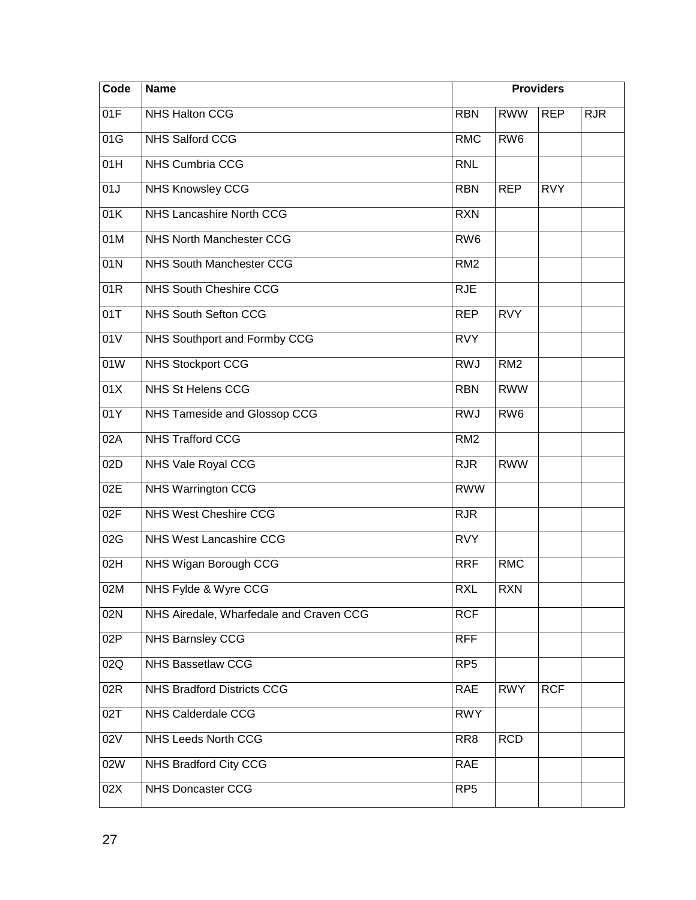| Code | Name | Providers | | | |
|---|---|---|---|---|---|
| 01F | NHS Halton CCG | RBN | RWW | REP | RJR |
| 01G | NHS Salford CCG | RMC | RW6 | | |
| 01H | NHS Cumbria CCG | RNL | | | |
| 01J | NHS Knowsley CCG | RBN | REP | RVY | |
| 01K | NHS Lancashire North CCG | RXN | | | |
| 01M | NHS North Manchester CCG | RW6 | | | |
| 01N | NHS South Manchester CCG | RM2 | | | |
| 01R | NHS South Cheshire CCG | RJE | | | |
| 01T | NHS South Sefton CCG | REP | RVY | | |
| 01V | NHS Southport and Formby CCG | RVY | | | |
| 01W | NHS Stockport CCG | RWJ | RM2 | | |
| 01X | NHS St Helens CCG | RBN | RWW | | |
| 01Y | NHS Tameside and Glossop CCG | RWJ | RW6 | | |
| 02A | NHS Trafford CCG | RM2 | | | |
| 02D | NHS Vale Royal CCG | RJR | RWW | | |
| 02E | NHS Warrington CCG | RWW | | | |
| 02F | NHS West Cheshire CCG | RJR | | | |
| 02G | NHS West Lancashire CCG | RVY | | | |
| 02H | NHS Wigan Borough CCG | RRF | RMC | | |
| 02M | NHS Fylde & Wyre CCG | RXL | RXN | | |
| 02N | NHS Airedale, Wharfedale and Craven CCG | RCF | | | |
| 02P | NHS Barnsley CCG | RFF | | | |
| 02Q | NHS Bassetlaw CCG | RP5 | | | |
| 02R | NHS Bradford Districts CCG | RAE | RWY | RCF | |
| 02T | NHS Calderdale CCG | RWY | | | |
| 02V | NHS Leeds North CCG | RR8 | RCD | | |
| 02W | NHS Bradford City CCG | RAE | | | |
| 02X | NHS Doncaster CCG | RP5 | | | |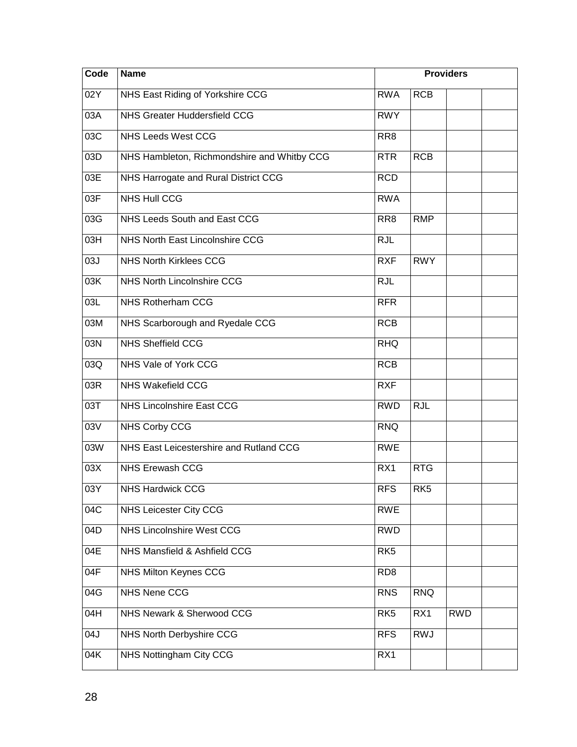| Code | Name | Providers | | | |
|---|---|---|---|---|---|
| 02Y | NHS East Riding of Yorkshire CCG | RWA | RCB | | |
| 03A | NHS Greater Huddersfield CCG | RWY | | | |
| 03C | NHS Leeds West CCG | RR8 | | | |
| 03D | NHS Hambleton, Richmondshire and Whitby CCG | RTR | RCB | | |
| 03E | NHS Harrogate and Rural District CCG | RCD | | | |
| 03F | NHS Hull CCG | RWA | | | |
| 03G | NHS Leeds South and East CCG | RR8 | RMP | | |
| 03H | NHS North East Lincolnshire CCG | RJL | | | |
| 03J | NHS North Kirklees CCG | RXF | RWY | | |
| 03K | NHS North Lincolnshire CCG | RJL | | | |
| 03L | NHS Rotherham CCG | RFR | | | |
| 03M | NHS Scarborough and Ryedale CCG | RCB | | | |
| 03N | NHS Sheffield CCG | RHQ | | | |
| 03Q | NHS Vale of York CCG | RCB | | | |
| 03R | NHS Wakefield CCG | RXF | | | |
| 03T | NHS Lincolnshire East CCG | RWD | RJL | | |
| 03V | NHS Corby CCG | RNQ | | | |
| 03W | NHS East Leicestershire and Rutland CCG | RWE | | | |
| 03X | NHS Erewash CCG | RX1 | RTG | | |
| 03Y | NHS Hardwick CCG | RFS | RK5 | | |
| 04C | NHS Leicester City CCG | RWE | | | |
| 04D | NHS Lincolnshire West CCG | RWD | | | |
| 04E | NHS Mansfield & Ashfield CCG | RK5 | | | |
| 04F | NHS Milton Keynes CCG | RD8 | | | |
| 04G | NHS Nene CCG | RNS | RNQ | | |
| 04H | NHS Newark & Sherwood CCG | RK5 | RX1 | RWD | |
| 04J | NHS North Derbyshire CCG | RFS | RWJ | | |
| 04K | NHS Nottingham City CCG | RX1 | | | |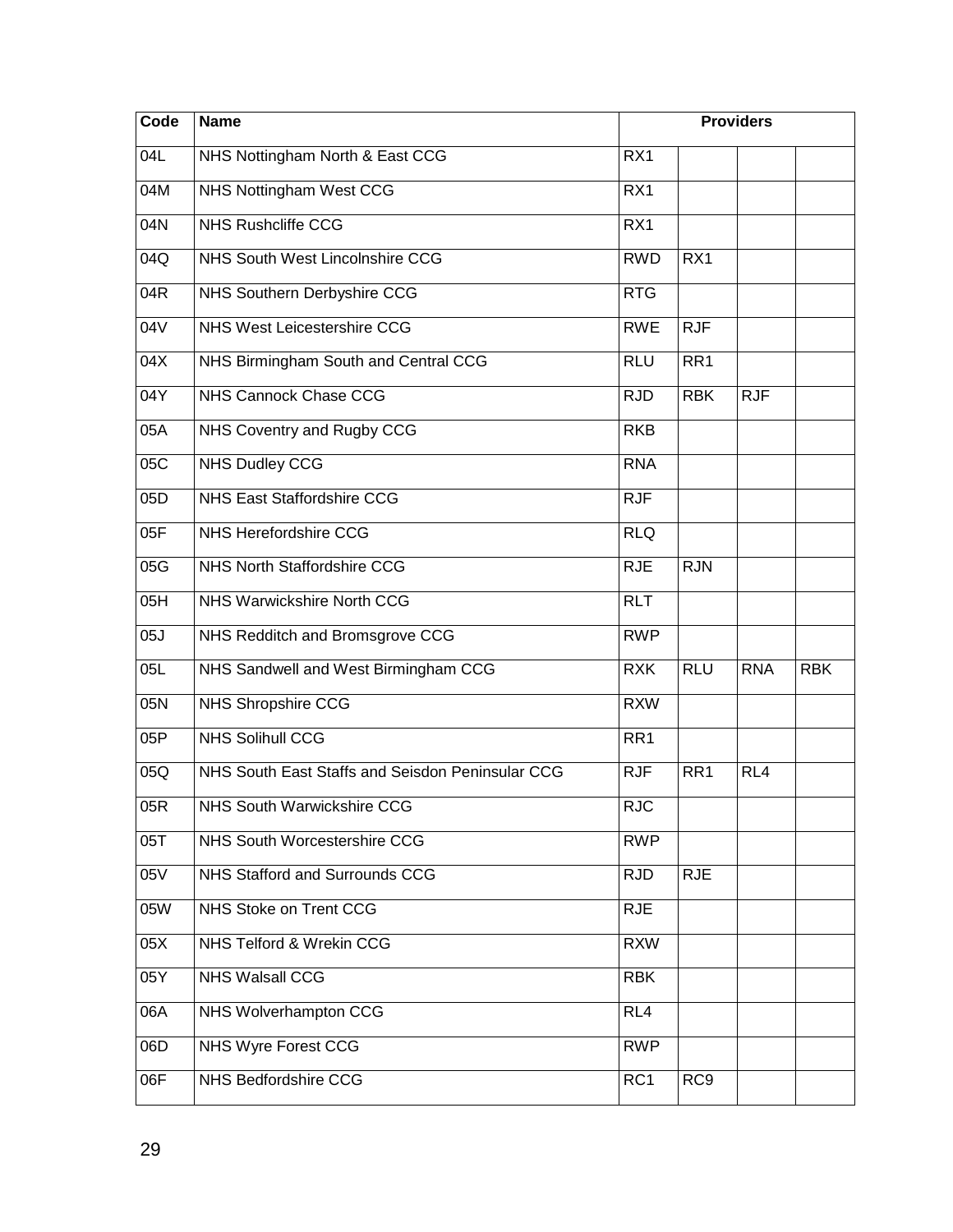| Code | Name | Providers | | | |
|---|---|---|---|---|---|
| 04L | NHS Nottingham North & East CCG | RX1 | | | |
| 04M | NHS Nottingham West CCG | RX1 | | | |
| 04N | NHS Rushcliffe CCG | RX1 | | | |
| 04Q | NHS South West Lincolnshire CCG | RWD | RX1 | | |
| 04R | NHS Southern Derbyshire CCG | RTG | | | |
| 04V | NHS West Leicestershire CCG | RWE | RJF | | |
| 04X | NHS Birmingham South and Central CCG | RLU | RR1 | | |
| 04Y | NHS Cannock Chase CCG | RJD | RBK | RJF | |
| 05A | NHS Coventry and Rugby CCG | RKB | | | |
| 05C | NHS Dudley CCG | RNA | | | |
| 05D | NHS East Staffordshire CCG | RJF | | | |
| 05F | NHS Herefordshire CCG | RLQ | | | |
| 05G | NHS North Staffordshire CCG | RJE | RJN | | |
| 05H | NHS Warwickshire North CCG | RLT | | | |
| 05J | NHS Redditch and Bromsgrove CCG | RWP | | | |
| 05L | NHS Sandwell and West Birmingham CCG | RXK | RLU | RNA | RBK |
| 05N | NHS Shropshire CCG | RXW | | | |
| 05P | NHS Solihull CCG | RR1 | | | |
| 05Q | NHS South East Staffs and Seisdon Peninsular CCG | RJF | RR1 | RL4 | |
| 05R | NHS South Warwickshire CCG | RJC | | | |
| 05T | NHS South Worcestershire CCG | RWP | | | |
| 05V | NHS Stafford and Surrounds CCG | RJD | RJE | | |
| 05W | NHS Stoke on Trent CCG | RJE | | | |
| 05X | NHS Telford & Wrekin CCG | RXW | | | |
| 05Y | NHS Walsall CCG | RBK | | | |
| 06A | NHS Wolverhampton CCG | RL4 | | | |
| 06D | NHS Wyre Forest CCG | RWP | | | |
| 06F | NHS Bedfordshire CCG | RC1 | RC9 | | |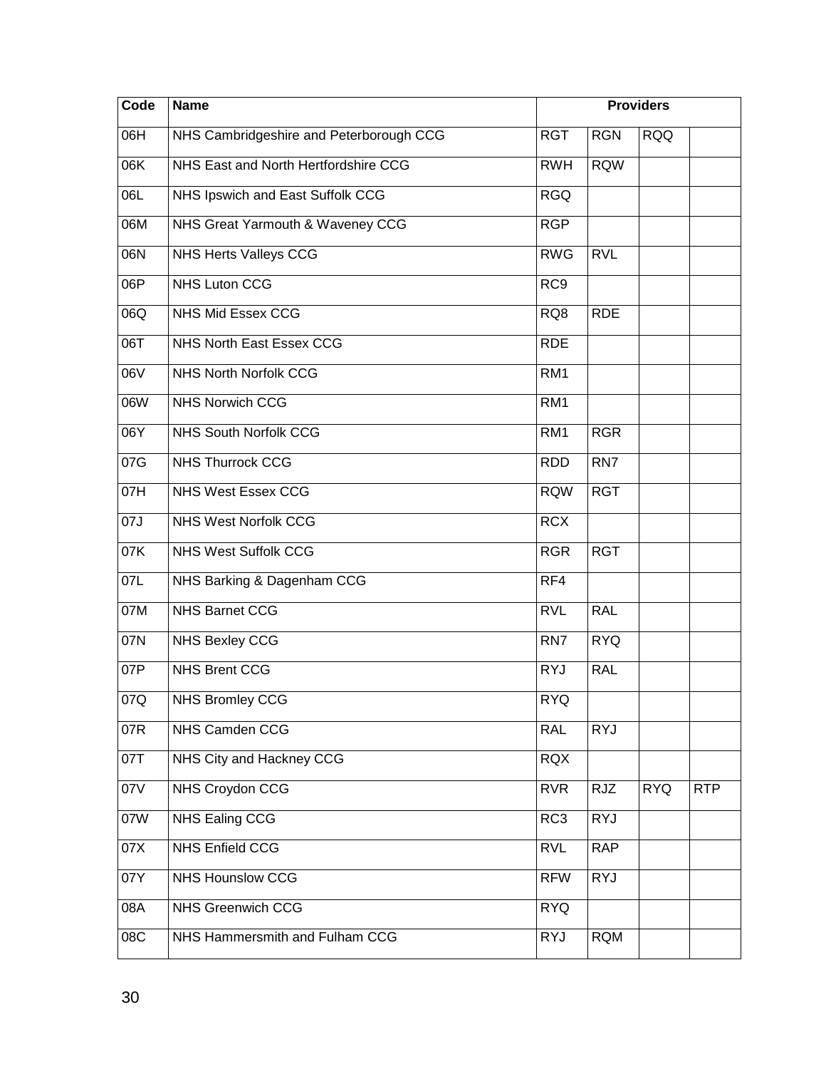| Code | Name | Providers | | | |
|---|---|---|---|---|---|
| 06H | NHS Cambridgeshire and Peterborough CCG | RGT | RGN | RQQ | |
| 06K | NHS East and North Hertfordshire CCG | RWH | RQW | | |
| 06L | NHS Ipswich and East Suffolk CCG | RGQ | | | |
| 06M | NHS Great Yarmouth & Waveney CCG | RGP | | | |
| 06N | NHS Herts Valleys CCG | RWG | RVL | | |
| 06P | NHS Luton CCG | RC9 | | | |
| 06Q | NHS Mid Essex CCG | RQ8 | RDE | | |
| 06T | NHS North East Essex CCG | RDE | | | |
| 06V | NHS North Norfolk CCG | RM1 | | | |
| 06W | NHS Norwich CCG | RM1 | | | |
| 06Y | NHS South Norfolk CCG | RM1 | RGR | | |
| 07G | NHS Thurrock CCG | RDD | RN7 | | |
| 07H | NHS West Essex CCG | RQW | RGT | | |
| 07J | NHS West Norfolk CCG | RCX | | | |
| 07K | NHS West Suffolk CCG | RGR | RGT | | |
| 07L | NHS Barking & Dagenham CCG | RF4 | | | |
| 07M | NHS Barnet CCG | RVL | RAL | | |
| 07N | NHS Bexley CCG | RN7 | RYQ | | |
| 07P | NHS Brent CCG | RYJ | RAL | | |
| 07Q | NHS Bromley CCG | RYQ | | | |
| 07R | NHS Camden CCG | RAL | RYJ | | |
| 07T | NHS City and Hackney CCG | RQX | | | |
| 07V | NHS Croydon CCG | RVR | RJZ | RYQ | RTP |
| 07W | NHS Ealing CCG | RC3 | RYJ | | |
| 07X | NHS Enfield CCG | RVL | RAP | | |
| 07Y | NHS Hounslow CCG | RFW | RYJ | | |
| 08A | NHS Greenwich CCG | RYQ | | | |
| 08C | NHS Hammersmith and Fulham CCG | RYJ | RQM | | |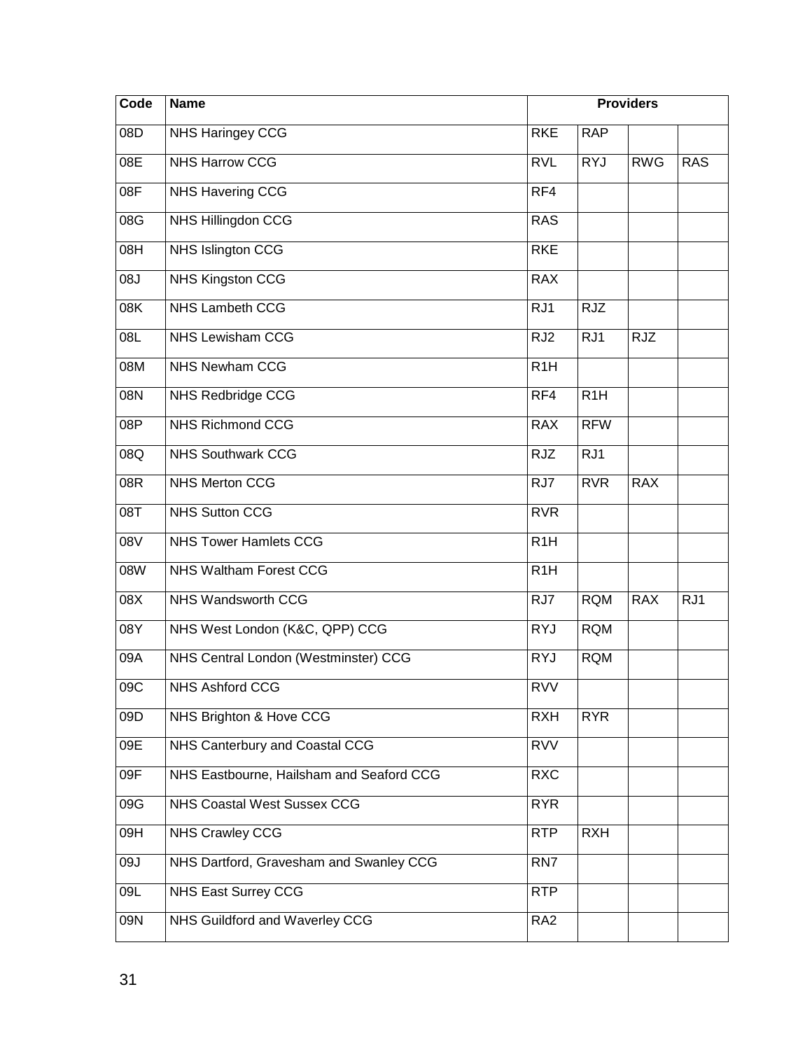| Code | Name | Providers | | | |
|---|---|---|---|---|---|
| 08D | NHS Haringey CCG | RKE | RAP | | |
| 08E | NHS Harrow CCG | RVL | RYJ | RWG | RAS |
| 08F | NHS Havering CCG | RF4 | | | |
| 08G | NHS Hillingdon CCG | RAS | | | |
| 08H | NHS Islington CCG | RKE | | | |
| 08J | NHS Kingston CCG | RAX | | | |
| 08K | NHS Lambeth CCG | RJ1 | RJZ | | |
| 08L | NHS Lewisham CCG | RJ2 | RJ1 | RJZ | |
| 08M | NHS Newham CCG | R1H | | | |
| 08N | NHS Redbridge CCG | RF4 | R1H | | |
| 08P | NHS Richmond CCG | RAX | RFW | | |
| 08Q | NHS Southwark CCG | RJZ | RJ1 | | |
| 08R | NHS Merton CCG | RJ7 | RVR | RAX | |
| 08T | NHS Sutton CCG | RVR | | | |
| 08V | NHS Tower Hamlets CCG | R1H | | | |
| 08W | NHS Waltham Forest CCG | R1H | | | |
| 08X | NHS Wandsworth CCG | RJ7 | RQM | RAX | RJ1 |
| 08Y | NHS West London (K&C, QPP) CCG | RYJ | RQM | | |
| 09A | NHS Central London (Westminster) CCG | RYJ | RQM | | |
| 09C | NHS Ashford CCG | RVV | | | |
| 09D | NHS Brighton & Hove CCG | RXH | RYR | | |
| 09E | NHS Canterbury and Coastal CCG | RVV | | | |
| 09F | NHS Eastbourne, Hailsham and Seaford CCG | RXC | | | |
| 09G | NHS Coastal West Sussex CCG | RYR | | | |
| 09H | NHS Crawley CCG | RTP | RXH | | |
| 09J | NHS Dartford, Gravesham and Swanley CCG | RN7 | | | |
| 09L | NHS East Surrey CCG | RTP | | | |
| 09N | NHS Guildford and Waverley CCG | RA2 | | | |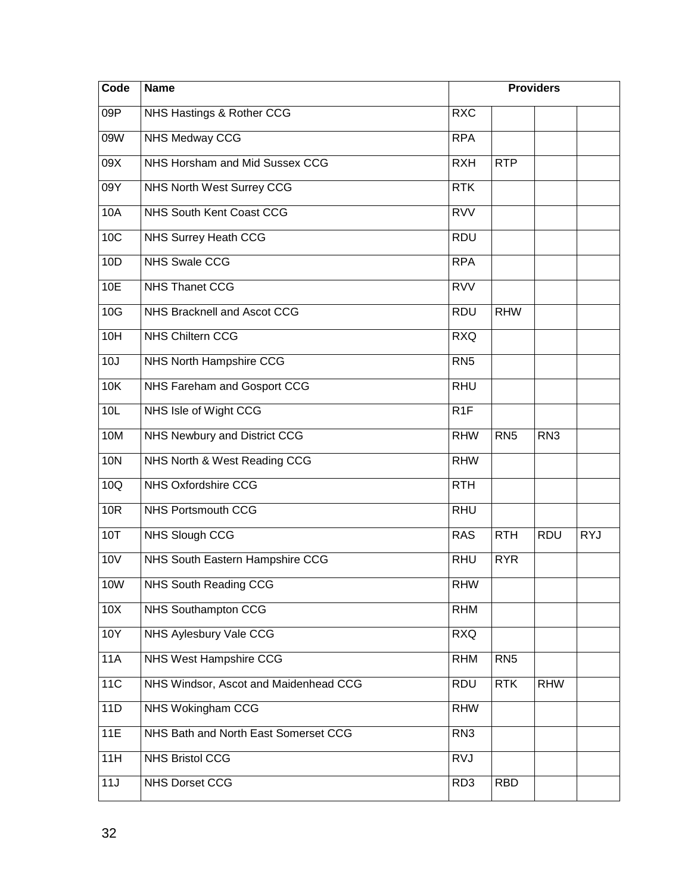| Code | Name | Providers | | | |
|---|---|---|---|---|---|
| 09P | NHS Hastings & Rother CCG | RXC | | | |
| 09W | NHS Medway CCG | RPA | | | |
| 09X | NHS Horsham and Mid Sussex CCG | RXH | RTP | | |
| 09Y | NHS North West Surrey CCG | RTK | | | |
| 10A | NHS South Kent Coast CCG | RVV | | | |
| 10C | NHS Surrey Heath CCG | RDU | | | |
| 10D | NHS Swale CCG | RPA | | | |
| 10E | NHS Thanet CCG | RVV | | | |
| 10G | NHS Bracknell and Ascot CCG | RDU | RHW | | |
| 10H | NHS Chiltern CCG | RXQ | | | |
| 10J | NHS North Hampshire CCG | RN5 | | | |
| 10K | NHS Fareham and Gosport CCG | RHU | | | |
| 10L | NHS Isle of Wight CCG | R1F | | | |
| 10M | NHS Newbury and District CCG | RHW | RN5 | RN3 | |
| 10N | NHS North & West Reading CCG | RHW | | | |
| 10Q | NHS Oxfordshire CCG | RTH | | | |
| 10R | NHS Portsmouth CCG | RHU | | | |
| 10T | NHS Slough CCG | RAS | RTH | RDU | RYJ |
| 10V | NHS South Eastern Hampshire CCG | RHU | RYR | | |
| 10W | NHS South Reading CCG | RHW | | | |
| 10X | NHS Southampton CCG | RHM | | | |
| 10Y | NHS Aylesbury Vale CCG | RXQ | | | |
| 11A | NHS West Hampshire CCG | RHM | RN5 | | |
| 11C | NHS Windsor, Ascot and Maidenhead CCG | RDU | RTK | RHW | |
| 11D | NHS Wokingham CCG | RHW | | | |
| 11E | NHS Bath and North East Somerset CCG | RN3 | | | |
| 11H | NHS Bristol CCG | RVJ | | | |
| 11J | NHS Dorset CCG | RD3 | RBD | | |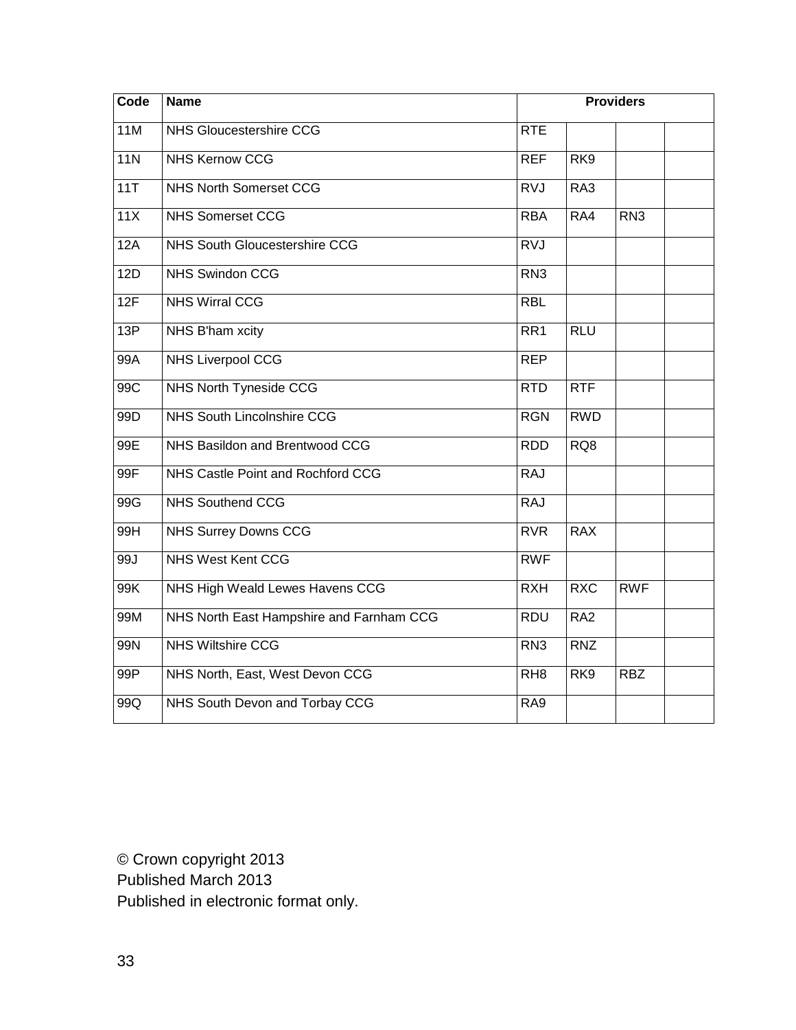| Code | Name | Providers | | | |
|---|---|---|---|---|---|
| 11M | NHS Gloucestershire CCG | RTE | | | |
| 11N | NHS Kernow CCG | REF | RK9 | | |
| 11T | NHS North Somerset CCG | RVJ | RA3 | | |
| 11X | NHS Somerset CCG | RBA | RA4 | RN3 | |
| 12A | NHS South Gloucestershire CCG | RVJ | | | |
| 12D | NHS Swindon CCG | RN3 | | | |
| 12F | NHS Wirral CCG | RBL | | | |
| 13P | NHS B'ham xcity | RR1 | RLU | | |
| 99A | NHS Liverpool CCG | REP | | | |
| 99C | NHS North Tyneside CCG | RTD | RTF | | |
| 99D | NHS South Lincolnshire CCG | RGN | RWD | | |
| 99E | NHS Basildon and Brentwood CCG | RDD | RQ8 | | |
| 99F | NHS Castle Point and Rochford CCG | RAJ | | | |
| 99G | NHS Southend CCG | RAJ | | | |
| 99H | NHS Surrey Downs CCG | RVR | RAX | | |
| 99J | NHS West Kent CCG | RWF | | | |
| 99K | NHS High Weald Lewes Havens CCG | RXH | RXC | RWF | |
| 99M | NHS North East Hampshire and Farnham CCG | RDU | RA2 | | |
| 99N | NHS Wiltshire CCG | RN3 | RNZ | | |
| 99P | NHS North, East, West Devon CCG | RH8 | RK9 | RBZ | |
| 99Q | NHS South Devon and Torbay CCG | RA9 | | | |

© Crown copyright 2013
Published March 2013
Published in electronic format only.